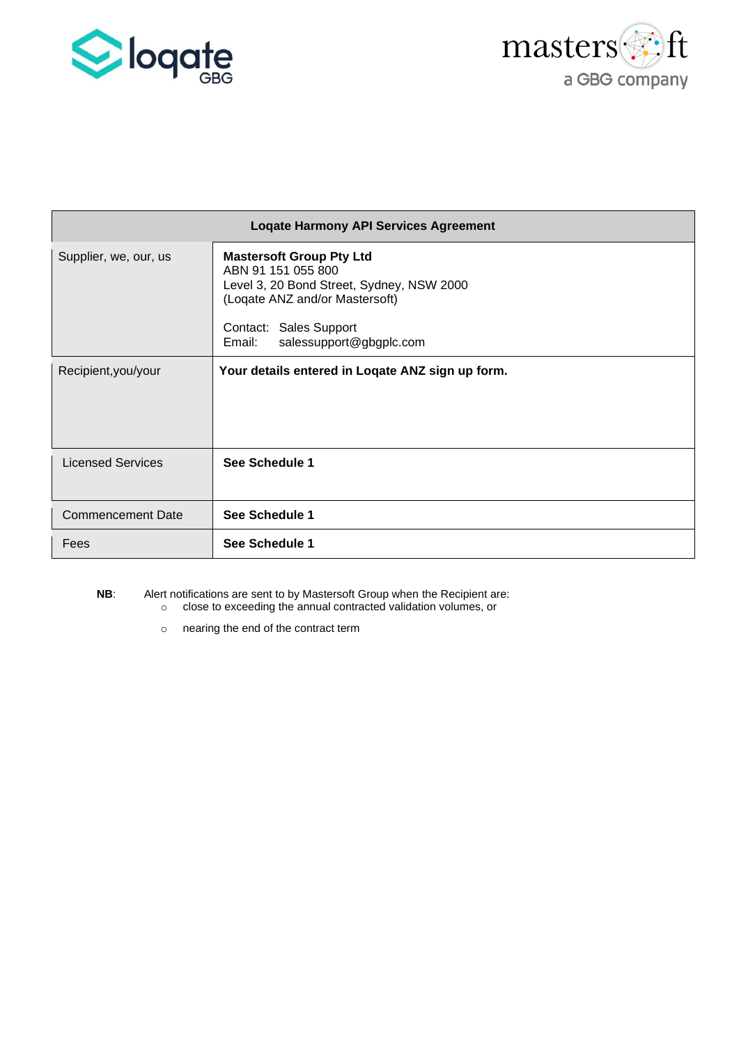| Loqate Harmony API Services Agreement | |
|---|---|
| Supplier, we, our, us | **Mastersoft Group Pty Ltd**<br>ABN 91 151 055 800<br>Level 3, 20 Bond Street, Sydney, NSW 2000<br>(Loqate ANZ and/or Mastersoft)<br><br>Contact: Sales Support<br>Email: salessupport@gbgplc.com |
| Recipient,you/your | **Your details entered in Loqate ANZ sign up form.** |
| Licensed Services | **See Schedule 1** |
| Commencement Date | **See Schedule 1** |
| Fees | **See Schedule 1** |

**NB**: Alert notifications are sent to by Mastersoft Group when the Recipient are:

- close to exceeding the annual contracted validation volumes, or
- nearing the end of the contract term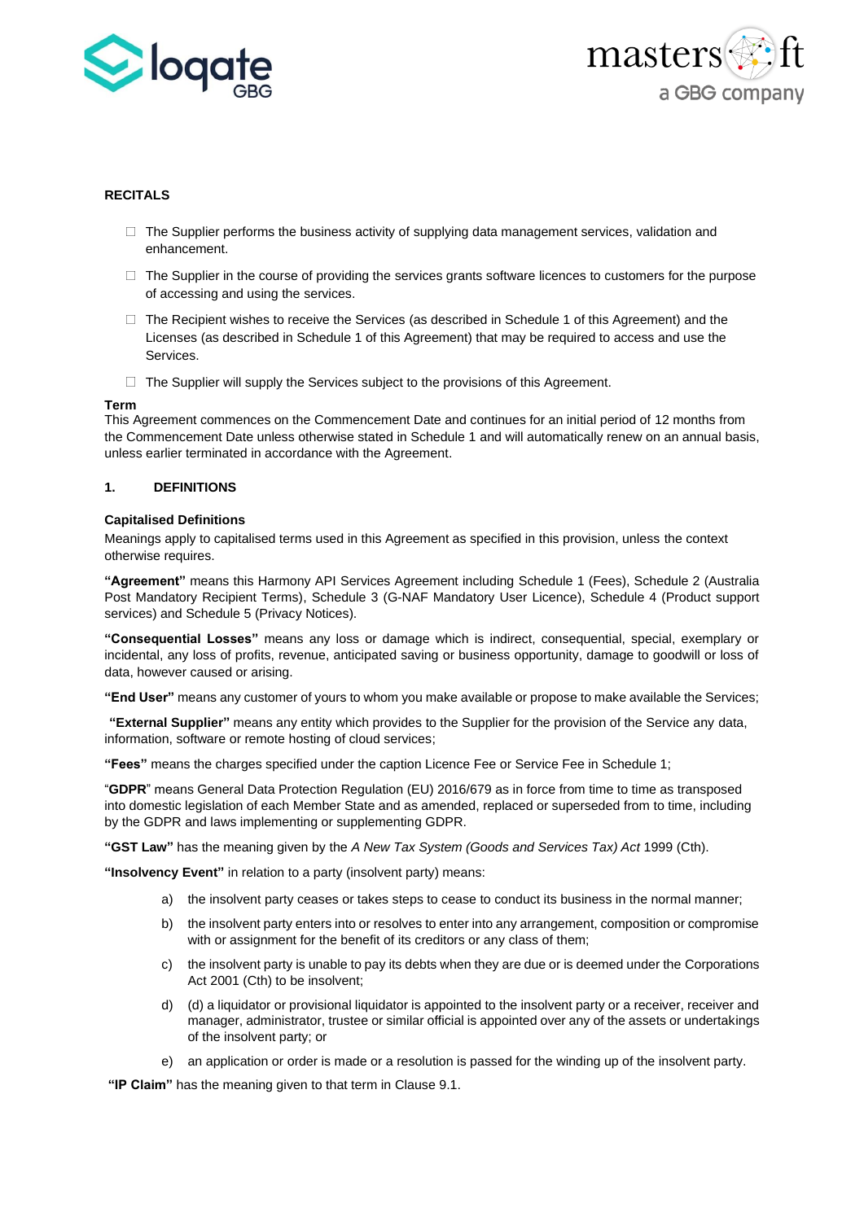**RECITALS**

- The Supplier performs the business activity of supplying data management services, validation and enhancement.
- The Supplier in the course of providing the services grants software licences to customers for the purpose of accessing and using the services.
- The Recipient wishes to receive the Services (as described in Schedule 1 of this Agreement) and the Licenses (as described in Schedule 1 of this Agreement) that may be required to access and use the Services.
- The Supplier will supply the Services subject to the provisions of this Agreement.

**Term**
This Agreement commences on the Commencement Date and continues for an initial period of 12 months from the Commencement Date unless otherwise stated in Schedule 1 and will automatically renew on an annual basis, unless earlier terminated in accordance with the Agreement.

## 1. DEFINITIONS

**Capitalised Definitions**
Meanings apply to capitalised terms used in this Agreement as specified in this provision, unless the context otherwise requires.

**"Agreement"** means this Harmony API Services Agreement including Schedule 1 (Fees), Schedule 2 (Australia Post Mandatory Recipient Terms), Schedule 3 (G-NAF Mandatory User Licence), Schedule 4 (Product support services) and Schedule 5 (Privacy Notices).

**"Consequential Losses"** means any loss or damage which is indirect, consequential, special, exemplary or incidental, any loss of profits, revenue, anticipated saving or business opportunity, damage to goodwill or loss of data, however caused or arising.

**"End User"** means any customer of yours to whom you make available or propose to make available the Services;

**"External Supplier"** means any entity which provides to the Supplier for the provision of the Service any data, information, software or remote hosting of cloud services;

**"Fees"** means the charges specified under the caption Licence Fee or Service Fee in Schedule 1;

"**GDPR**" means General Data Protection Regulation (EU) 2016/679 as in force from time to time as transposed into domestic legislation of each Member State and as amended, replaced or superseded from to time, including by the GDPR and laws implementing or supplementing GDPR.

**"GST Law"** has the meaning given by the *A New Tax System (Goods and Services Tax) Act* 1999 (Cth).

**"Insolvency Event"** in relation to a party (insolvent party) means:

a) the insolvent party ceases or takes steps to cease to conduct its business in the normal manner;

b) the insolvent party enters into or resolves to enter into any arrangement, composition or compromise with or assignment for the benefit of its creditors or any class of them;

c) the insolvent party is unable to pay its debts when they are due or is deemed under the Corporations Act 2001 (Cth) to be insolvent;

d) (d) a liquidator or provisional liquidator is appointed to the insolvent party or a receiver, receiver and manager, administrator, trustee or similar official is appointed over any of the assets or undertakings of the insolvent party; or

e) an application or order is made or a resolution is passed for the winding up of the insolvent party.

**"IP Claim"** has the meaning given to that term in Clause 9.1.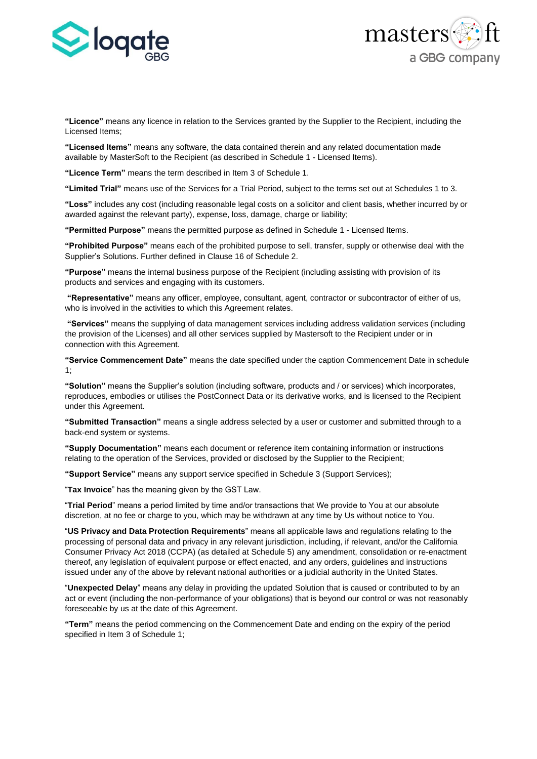**"Licence"** means any licence in relation to the Services granted by the Supplier to the Recipient, including the Licensed Items;

**"Licensed Items"** means any software, the data contained therein and any related documentation made available by MasterSoft to the Recipient (as described in Schedule 1 - Licensed Items).

**"Licence Term"** means the term described in Item 3 of Schedule 1.

**"Limited Trial"** means use of the Services for a Trial Period, subject to the terms set out at Schedules 1 to 3.

**"Loss"** includes any cost (including reasonable legal costs on a solicitor and client basis, whether incurred by or awarded against the relevant party), expense, loss, damage, charge or liability;

**"Permitted Purpose"** means the permitted purpose as defined in Schedule 1 - Licensed Items.

**"Prohibited Purpose"** means each of the prohibited purpose to sell, transfer, supply or otherwise deal with the Supplier's Solutions. Further defined in Clause 16 of Schedule 2.

**"Purpose"** means the internal business purpose of the Recipient (including assisting with provision of its products and services and engaging with its customers.

**"Representative"** means any officer, employee, consultant, agent, contractor or subcontractor of either of us, who is involved in the activities to which this Agreement relates.

**"Services"** means the supplying of data management services including address validation services (including the provision of the Licenses) and all other services supplied by Mastersoft to the Recipient under or in connection with this Agreement.

**"Service Commencement Date"** means the date specified under the caption Commencement Date in schedule 1;

**"Solution"** means the Supplier's solution (including software, products and / or services) which incorporates, reproduces, embodies or utilises the PostConnect Data or its derivative works, and is licensed to the Recipient under this Agreement.

**"Submitted Transaction"** means a single address selected by a user or customer and submitted through to a back-end system or systems.

**"Supply Documentation"** means each document or reference item containing information or instructions relating to the operation of the Services, provided or disclosed by the Supplier to the Recipient;

**"Support Service"** means any support service specified in Schedule 3 (Support Services);

"**Tax Invoice**" has the meaning given by the GST Law.

"**Trial Period**" means a period limited by time and/or transactions that We provide to You at our absolute discretion, at no fee or charge to you, which may be withdrawn at any time by Us without notice to You.

"**US Privacy and Data Protection Requirements**" means all applicable laws and regulations relating to the processing of personal data and privacy in any relevant jurisdiction, including, if relevant, and/or the California Consumer Privacy Act 2018 (CCPA) (as detailed at Schedule 5) any amendment, consolidation or re-enactment thereof, any legislation of equivalent purpose or effect enacted, and any orders, guidelines and instructions issued under any of the above by relevant national authorities or a judicial authority in the United States.

"**Unexpected Delay**" means any delay in providing the updated Solution that is caused or contributed to by an act or event (including the non-performance of your obligations) that is beyond our control or was not reasonably foreseeable by us at the date of this Agreement.

**"Term"** means the period commencing on the Commencement Date and ending on the expiry of the period specified in Item 3 of Schedule 1;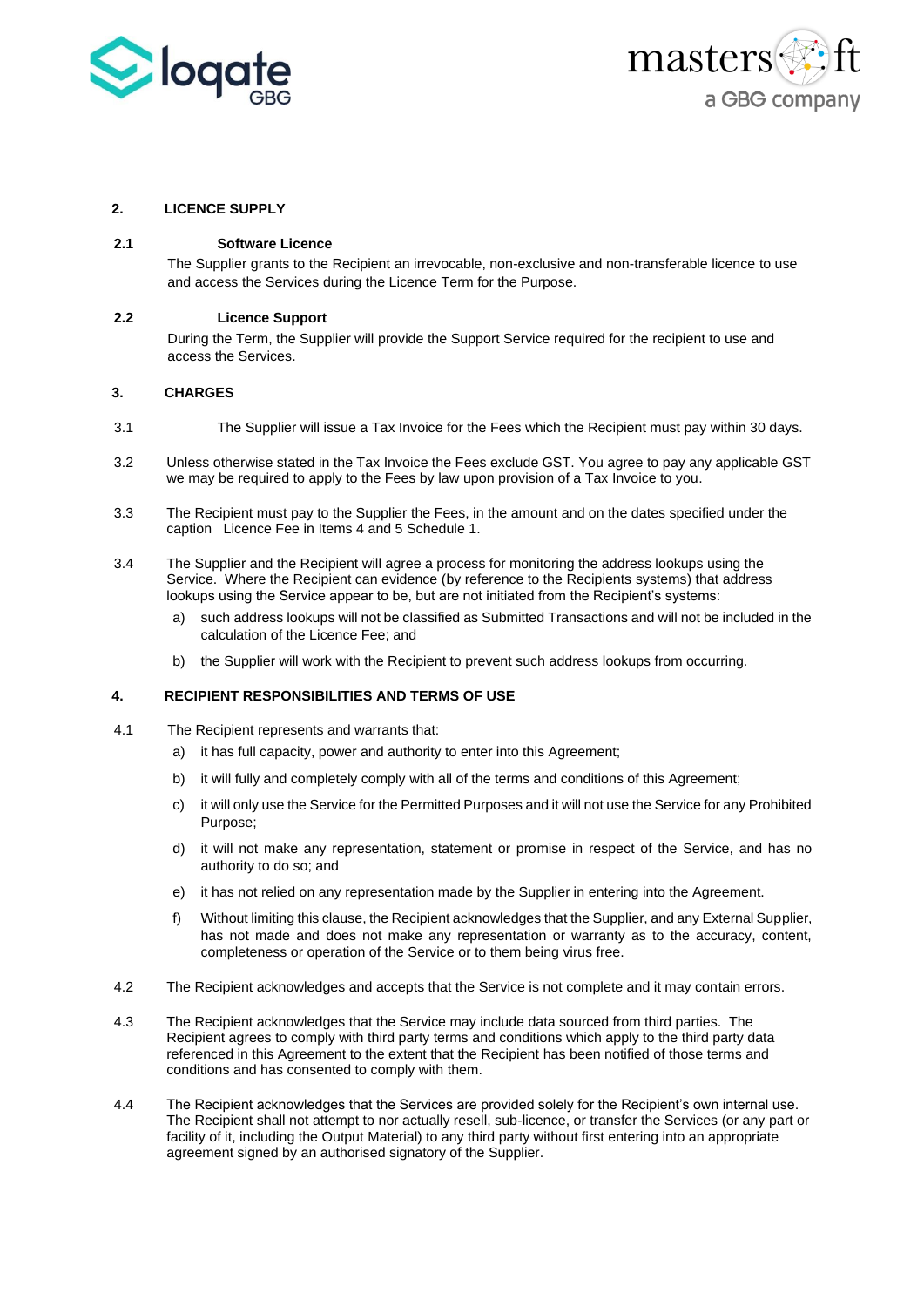## 2. LICENCE SUPPLY

### 2.1 Software Licence

The Supplier grants to the Recipient an irrevocable, non-exclusive and non-transferable licence to use and access the Services during the Licence Term for the Purpose.

### 2.2 Licence Support

During the Term, the Supplier will provide the Support Service required for the recipient to use and access the Services.

## 3. CHARGES

3.1 The Supplier will issue a Tax Invoice for the Fees which the Recipient must pay within 30 days.

3.2 Unless otherwise stated in the Tax Invoice the Fees exclude GST. You agree to pay any applicable GST we may be required to apply to the Fees by law upon provision of a Tax Invoice to you.

3.3 The Recipient must pay to the Supplier the Fees, in the amount and on the dates specified under the caption Licence Fee in Items 4 and 5 Schedule 1.

3.4 The Supplier and the Recipient will agree a process for monitoring the address lookups using the Service. Where the Recipient can evidence (by reference to the Recipients systems) that address lookups using the Service appear to be, but are not initiated from the Recipient's systems:

a) such address lookups will not be classified as Submitted Transactions and will not be included in the calculation of the Licence Fee; and

b) the Supplier will work with the Recipient to prevent such address lookups from occurring.

## 4. RECIPIENT RESPONSIBILITIES AND TERMS OF USE

4.1 The Recipient represents and warrants that:

a) it has full capacity, power and authority to enter into this Agreement;

b) it will fully and completely comply with all of the terms and conditions of this Agreement;

c) it will only use the Service for the Permitted Purposes and it will not use the Service for any Prohibited Purpose;

d) it will not make any representation, statement or promise in respect of the Service, and has no authority to do so; and

e) it has not relied on any representation made by the Supplier in entering into the Agreement.

f) Without limiting this clause, the Recipient acknowledges that the Supplier, and any External Supplier, has not made and does not make any representation or warranty as to the accuracy, content, completeness or operation of the Service or to them being virus free.

4.2 The Recipient acknowledges and accepts that the Service is not complete and it may contain errors.

4.3 The Recipient acknowledges that the Service may include data sourced from third parties. The Recipient agrees to comply with third party terms and conditions which apply to the third party data referenced in this Agreement to the extent that the Recipient has been notified of those terms and conditions and has consented to comply with them.

4.4 The Recipient acknowledges that the Services are provided solely for the Recipient's own internal use. The Recipient shall not attempt to nor actually resell, sub-licence, or transfer the Services (or any part or facility of it, including the Output Material) to any third party without first entering into an appropriate agreement signed by an authorised signatory of the Supplier.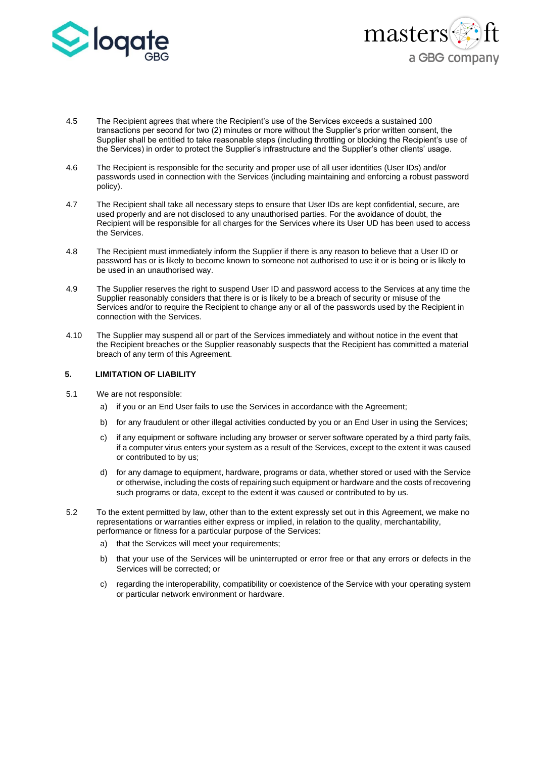4.5 The Recipient agrees that where the Recipient's use of the Services exceeds a sustained 100 transactions per second for two (2) minutes or more without the Supplier's prior written consent, the Supplier shall be entitled to take reasonable steps (including throttling or blocking the Recipient's use of the Services) in order to protect the Supplier's infrastructure and the Supplier's other clients' usage.

4.6 The Recipient is responsible for the security and proper use of all user identities (User IDs) and/or passwords used in connection with the Services (including maintaining and enforcing a robust password policy).

4.7 The Recipient shall take all necessary steps to ensure that User IDs are kept confidential, secure, are used properly and are not disclosed to any unauthorised parties. For the avoidance of doubt, the Recipient will be responsible for all charges for the Services where its User UD has been used to access the Services.

4.8 The Recipient must immediately inform the Supplier if there is any reason to believe that a User ID or password has or is likely to become known to someone not authorised to use it or is being or is likely to be used in an unauthorised way.

4.9 The Supplier reserves the right to suspend User ID and password access to the Services at any time the Supplier reasonably considers that there is or is likely to be a breach of security or misuse of the Services and/or to require the Recipient to change any or all of the passwords used by the Recipient in connection with the Services.

4.10 The Supplier may suspend all or part of the Services immediately and without notice in the event that the Recipient breaches or the Supplier reasonably suspects that the Recipient has committed a material breach of any term of this Agreement.

## 5. LIMITATION OF LIABILITY

5.1 We are not responsible:

a) if you or an End User fails to use the Services in accordance with the Agreement;

b) for any fraudulent or other illegal activities conducted by you or an End User in using the Services;

c) if any equipment or software including any browser or server software operated by a third party fails, if a computer virus enters your system as a result of the Services, except to the extent it was caused or contributed to by us;

d) for any damage to equipment, hardware, programs or data, whether stored or used with the Service or otherwise, including the costs of repairing such equipment or hardware and the costs of recovering such programs or data, except to the extent it was caused or contributed to by us.

5.2 To the extent permitted by law, other than to the extent expressly set out in this Agreement, we make no representations or warranties either express or implied, in relation to the quality, merchantability, performance or fitness for a particular purpose of the Services:

a) that the Services will meet your requirements;

b) that your use of the Services will be uninterrupted or error free or that any errors or defects in the Services will be corrected; or

c) regarding the interoperability, compatibility or coexistence of the Service with your operating system or particular network environment or hardware.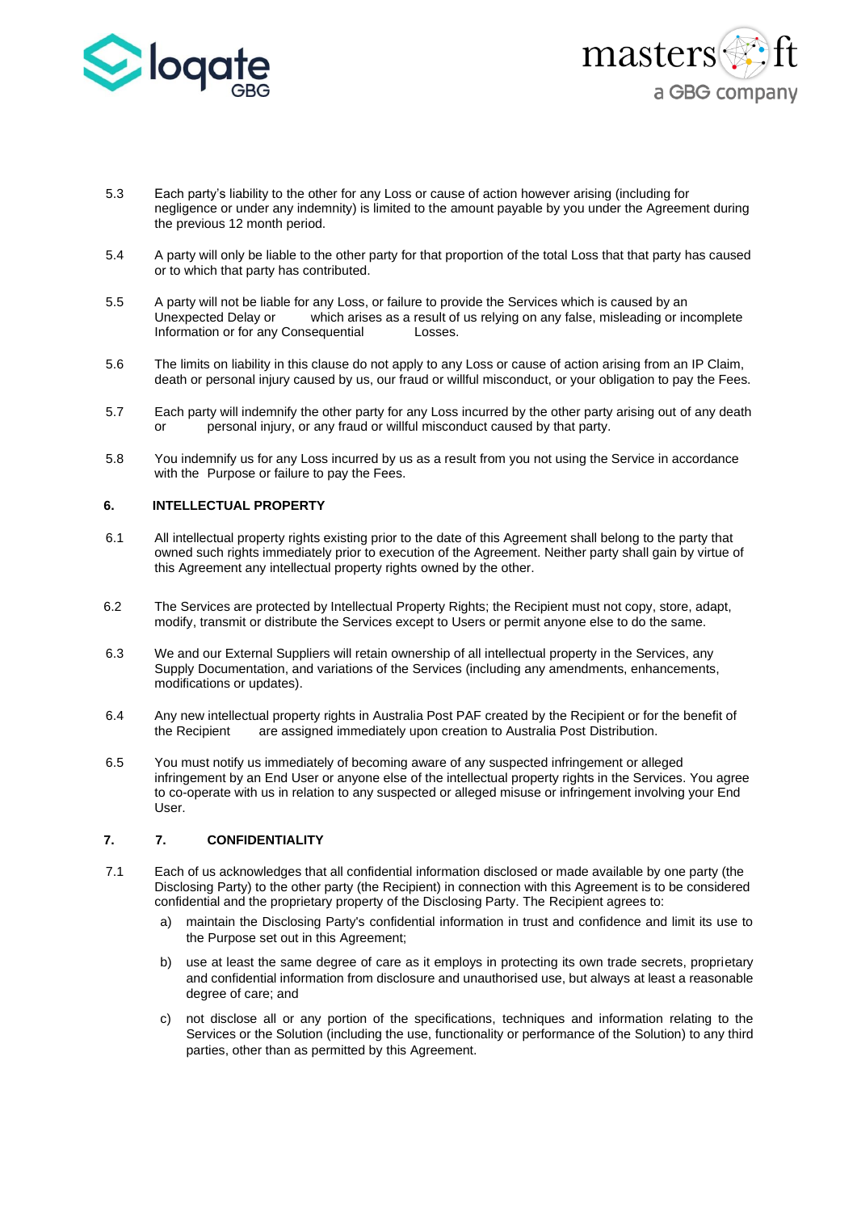5.3 Each party's liability to the other for any Loss or cause of action however arising (including for negligence or under any indemnity) is limited to the amount payable by you under the Agreement during the previous 12 month period.

5.4 A party will only be liable to the other party for that proportion of the total Loss that that party has caused or to which that party has contributed.

5.5 A party will not be liable for any Loss, or failure to provide the Services which is caused by an Unexpected Delay or which arises as a result of us relying on any false, misleading or incomplete Information or for any Consequential Losses.

5.6 The limits on liability in this clause do not apply to any Loss or cause of action arising from an IP Claim, death or personal injury caused by us, our fraud or willful misconduct, or your obligation to pay the Fees.

5.7 Each party will indemnify the other party for any Loss incurred by the other party arising out of any death or personal injury, or any fraud or willful misconduct caused by that party.

5.8 You indemnify us for any Loss incurred by us as a result from you not using the Service in accordance with the Purpose or failure to pay the Fees.

## 6. INTELLECTUAL PROPERTY

6.1 All intellectual property rights existing prior to the date of this Agreement shall belong to the party that owned such rights immediately prior to execution of the Agreement. Neither party shall gain by virtue of this Agreement any intellectual property rights owned by the other.

6.2 The Services are protected by Intellectual Property Rights; the Recipient must not copy, store, adapt, modify, transmit or distribute the Services except to Users or permit anyone else to do the same.

6.3 We and our External Suppliers will retain ownership of all intellectual property in the Services, any Supply Documentation, and variations of the Services (including any amendments, enhancements, modifications or updates).

6.4 Any new intellectual property rights in Australia Post PAF created by the Recipient or for the benefit of the Recipient are assigned immediately upon creation to Australia Post Distribution.

6.5 You must notify us immediately of becoming aware of any suspected infringement or alleged infringement by an End User or anyone else of the intellectual property rights in the Services. You agree to co-operate with us in relation to any suspected or alleged misuse or infringement involving your End User.

## 7. 7. CONFIDENTIALITY

7.1 Each of us acknowledges that all confidential information disclosed or made available by one party (the Disclosing Party) to the other party (the Recipient) in connection with this Agreement is to be considered confidential and the proprietary property of the Disclosing Party. The Recipient agrees to:

a) maintain the Disclosing Party's confidential information in trust and confidence and limit its use to the Purpose set out in this Agreement;

b) use at least the same degree of care as it employs in protecting its own trade secrets, proprietary and confidential information from disclosure and unauthorised use, but always at least a reasonable degree of care; and

c) not disclose all or any portion of the specifications, techniques and information relating to the Services or the Solution (including the use, functionality or performance of the Solution) to any third parties, other than as permitted by this Agreement.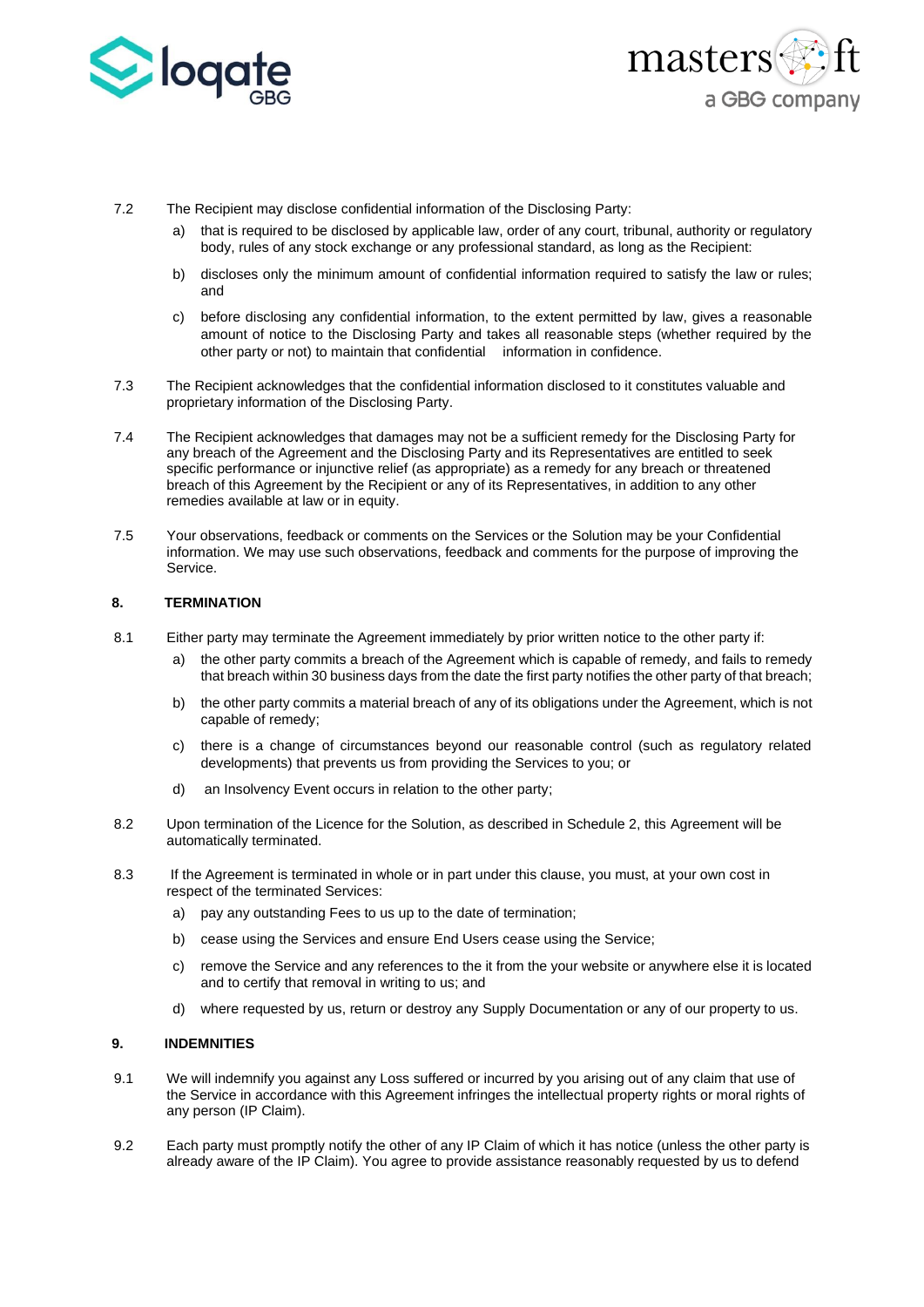7.2 The Recipient may disclose confidential information of the Disclosing Party:

a) that is required to be disclosed by applicable law, order of any court, tribunal, authority or regulatory body, rules of any stock exchange or any professional standard, as long as the Recipient:

b) discloses only the minimum amount of confidential information required to satisfy the law or rules; and

c) before disclosing any confidential information, to the extent permitted by law, gives a reasonable amount of notice to the Disclosing Party and takes all reasonable steps (whether required by the other party or not) to maintain that confidential information in confidence.

7.3 The Recipient acknowledges that the confidential information disclosed to it constitutes valuable and proprietary information of the Disclosing Party.

7.4 The Recipient acknowledges that damages may not be a sufficient remedy for the Disclosing Party for any breach of the Agreement and the Disclosing Party and its Representatives are entitled to seek specific performance or injunctive relief (as appropriate) as a remedy for any breach or threatened breach of this Agreement by the Recipient or any of its Representatives, in addition to any other remedies available at law or in equity.

7.5 Your observations, feedback or comments on the Services or the Solution may be your Confidential information. We may use such observations, feedback and comments for the purpose of improving the Service.

## 8. TERMINATION

8.1 Either party may terminate the Agreement immediately by prior written notice to the other party if:

a) the other party commits a breach of the Agreement which is capable of remedy, and fails to remedy that breach within 30 business days from the date the first party notifies the other party of that breach;

b) the other party commits a material breach of any of its obligations under the Agreement, which is not capable of remedy;

c) there is a change of circumstances beyond our reasonable control (such as regulatory related developments) that prevents us from providing the Services to you; or

d) an Insolvency Event occurs in relation to the other party;

8.2 Upon termination of the Licence for the Solution, as described in Schedule 2, this Agreement will be automatically terminated.

8.3 If the Agreement is terminated in whole or in part under this clause, you must, at your own cost in respect of the terminated Services:

a) pay any outstanding Fees to us up to the date of termination;

b) cease using the Services and ensure End Users cease using the Service;

c) remove the Service and any references to the it from the your website or anywhere else it is located and to certify that removal in writing to us; and

d) where requested by us, return or destroy any Supply Documentation or any of our property to us.

## 9. INDEMNITIES

9.1 We will indemnify you against any Loss suffered or incurred by you arising out of any claim that use of the Service in accordance with this Agreement infringes the intellectual property rights or moral rights of any person (IP Claim).

9.2 Each party must promptly notify the other of any IP Claim of which it has notice (unless the other party is already aware of the IP Claim). You agree to provide assistance reasonably requested by us to defend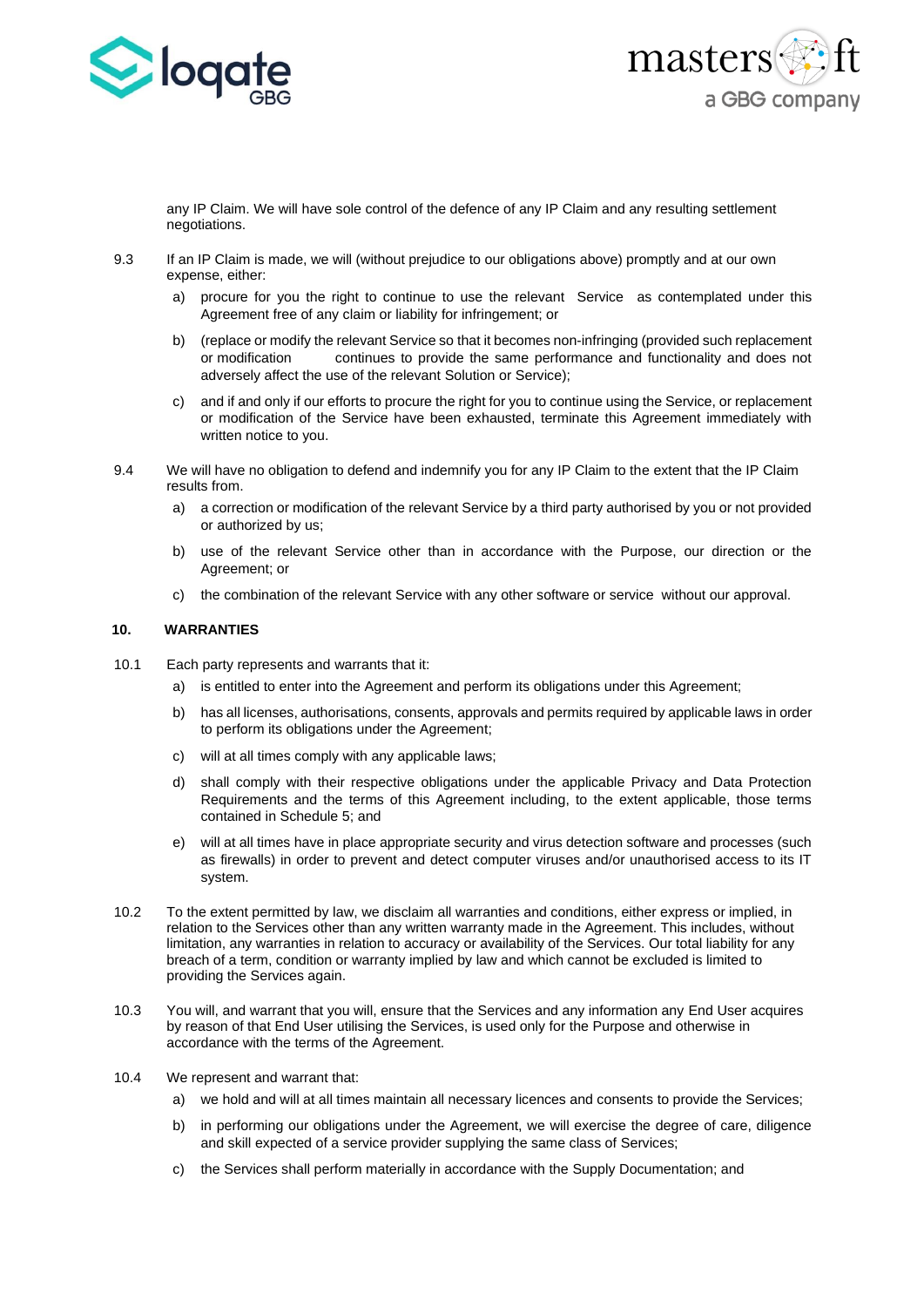any IP Claim. We will have sole control of the defence of any IP Claim and any resulting settlement negotiations.

9.3 If an IP Claim is made, we will (without prejudice to our obligations above) promptly and at our own expense, either:

a) procure for you the right to continue to use the relevant Service as contemplated under this Agreement free of any claim or liability for infringement; or

b) (replace or modify the relevant Service so that it becomes non-infringing (provided such replacement or modification continues to provide the same performance and functionality and does not adversely affect the use of the relevant Solution or Service);

c) and if and only if our efforts to procure the right for you to continue using the Service, or replacement or modification of the Service have been exhausted, terminate this Agreement immediately with written notice to you.

9.4 We will have no obligation to defend and indemnify you for any IP Claim to the extent that the IP Claim results from.

a) a correction or modification of the relevant Service by a third party authorised by you or not provided or authorized by us;

b) use of the relevant Service other than in accordance with the Purpose, our direction or the Agreement; or

c) the combination of the relevant Service with any other software or service without our approval.

## 10. WARRANTIES

10.1 Each party represents and warrants that it:

a) is entitled to enter into the Agreement and perform its obligations under this Agreement;

b) has all licenses, authorisations, consents, approvals and permits required by applicable laws in order to perform its obligations under the Agreement;

c) will at all times comply with any applicable laws;

d) shall comply with their respective obligations under the applicable Privacy and Data Protection Requirements and the terms of this Agreement including, to the extent applicable, those terms contained in Schedule 5; and

e) will at all times have in place appropriate security and virus detection software and processes (such as firewalls) in order to prevent and detect computer viruses and/or unauthorised access to its IT system.

10.2 To the extent permitted by law, we disclaim all warranties and conditions, either express or implied, in relation to the Services other than any written warranty made in the Agreement. This includes, without limitation, any warranties in relation to accuracy or availability of the Services. Our total liability for any breach of a term, condition or warranty implied by law and which cannot be excluded is limited to providing the Services again.

10.3 You will, and warrant that you will, ensure that the Services and any information any End User acquires by reason of that End User utilising the Services, is used only for the Purpose and otherwise in accordance with the terms of the Agreement.

10.4 We represent and warrant that:

a) we hold and will at all times maintain all necessary licences and consents to provide the Services;

b) in performing our obligations under the Agreement, we will exercise the degree of care, diligence and skill expected of a service provider supplying the same class of Services;

c) the Services shall perform materially in accordance with the Supply Documentation; and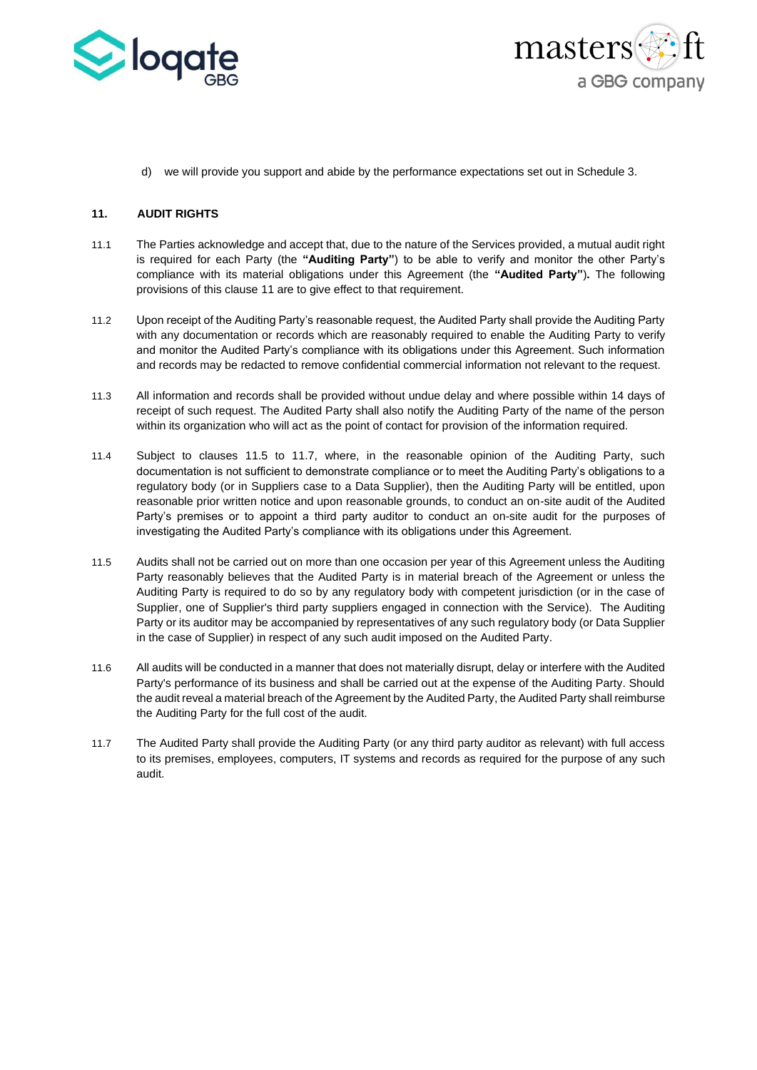d) we will provide you support and abide by the performance expectations set out in Schedule 3.

## 11. AUDIT RIGHTS

11.1 The Parties acknowledge and accept that, due to the nature of the Services provided, a mutual audit right is required for each Party (the **"Auditing Party"**) to be able to verify and monitor the other Party's compliance with its material obligations under this Agreement (the **"Audited Party")**. The following provisions of this clause 11 are to give effect to that requirement.

11.2 Upon receipt of the Auditing Party's reasonable request, the Audited Party shall provide the Auditing Party with any documentation or records which are reasonably required to enable the Auditing Party to verify and monitor the Audited Party's compliance with its obligations under this Agreement. Such information and records may be redacted to remove confidential commercial information not relevant to the request.

11.3 All information and records shall be provided without undue delay and where possible within 14 days of receipt of such request. The Audited Party shall also notify the Auditing Party of the name of the person within its organization who will act as the point of contact for provision of the information required.

11.4 Subject to clauses 11.5 to 11.7, where, in the reasonable opinion of the Auditing Party, such documentation is not sufficient to demonstrate compliance or to meet the Auditing Party's obligations to a regulatory body (or in Suppliers case to a Data Supplier), then the Auditing Party will be entitled, upon reasonable prior written notice and upon reasonable grounds, to conduct an on-site audit of the Audited Party's premises or to appoint a third party auditor to conduct an on-site audit for the purposes of investigating the Audited Party's compliance with its obligations under this Agreement.

11.5 Audits shall not be carried out on more than one occasion per year of this Agreement unless the Auditing Party reasonably believes that the Audited Party is in material breach of the Agreement or unless the Auditing Party is required to do so by any regulatory body with competent jurisdiction (or in the case of Supplier, one of Supplier's third party suppliers engaged in connection with the Service). The Auditing Party or its auditor may be accompanied by representatives of any such regulatory body (or Data Supplier in the case of Supplier) in respect of any such audit imposed on the Audited Party.

11.6 All audits will be conducted in a manner that does not materially disrupt, delay or interfere with the Audited Party's performance of its business and shall be carried out at the expense of the Auditing Party. Should the audit reveal a material breach of the Agreement by the Audited Party, the Audited Party shall reimburse the Auditing Party for the full cost of the audit.

11.7 The Audited Party shall provide the Auditing Party (or any third party auditor as relevant) with full access to its premises, employees, computers, IT systems and records as required for the purpose of any such audit.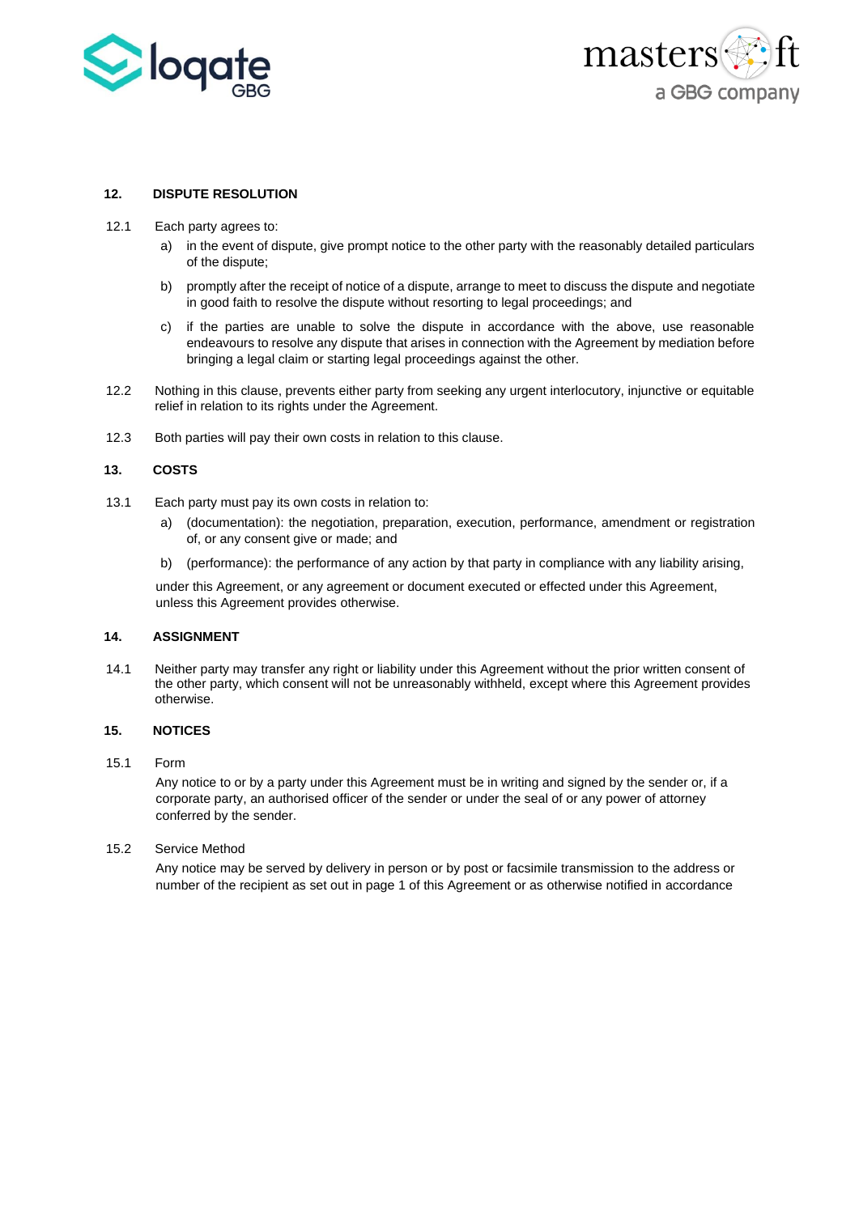## 12. DISPUTE RESOLUTION

12.1 Each party agrees to:

a) in the event of dispute, give prompt notice to the other party with the reasonably detailed particulars of the dispute;

b) promptly after the receipt of notice of a dispute, arrange to meet to discuss the dispute and negotiate in good faith to resolve the dispute without resorting to legal proceedings; and

c) if the parties are unable to solve the dispute in accordance with the above, use reasonable endeavours to resolve any dispute that arises in connection with the Agreement by mediation before bringing a legal claim or starting legal proceedings against the other.

12.2 Nothing in this clause, prevents either party from seeking any urgent interlocutory, injunctive or equitable relief in relation to its rights under the Agreement.

12.3 Both parties will pay their own costs in relation to this clause.

## 13. COSTS

13.1 Each party must pay its own costs in relation to:

a) (documentation): the negotiation, preparation, execution, performance, amendment or registration of, or any consent give or made; and

b) (performance): the performance of any action by that party in compliance with any liability arising,

under this Agreement, or any agreement or document executed or effected under this Agreement, unless this Agreement provides otherwise.

## 14. ASSIGNMENT

14.1 Neither party may transfer any right or liability under this Agreement without the prior written consent of the other party, which consent will not be unreasonably withheld, except where this Agreement provides otherwise.

## 15. NOTICES

15.1 Form

Any notice to or by a party under this Agreement must be in writing and signed by the sender or, if a corporate party, an authorised officer of the sender or under the seal of or any power of attorney conferred by the sender.

15.2 Service Method

Any notice may be served by delivery in person or by post or facsimile transmission to the address or number of the recipient as set out in page 1 of this Agreement or as otherwise notified in accordance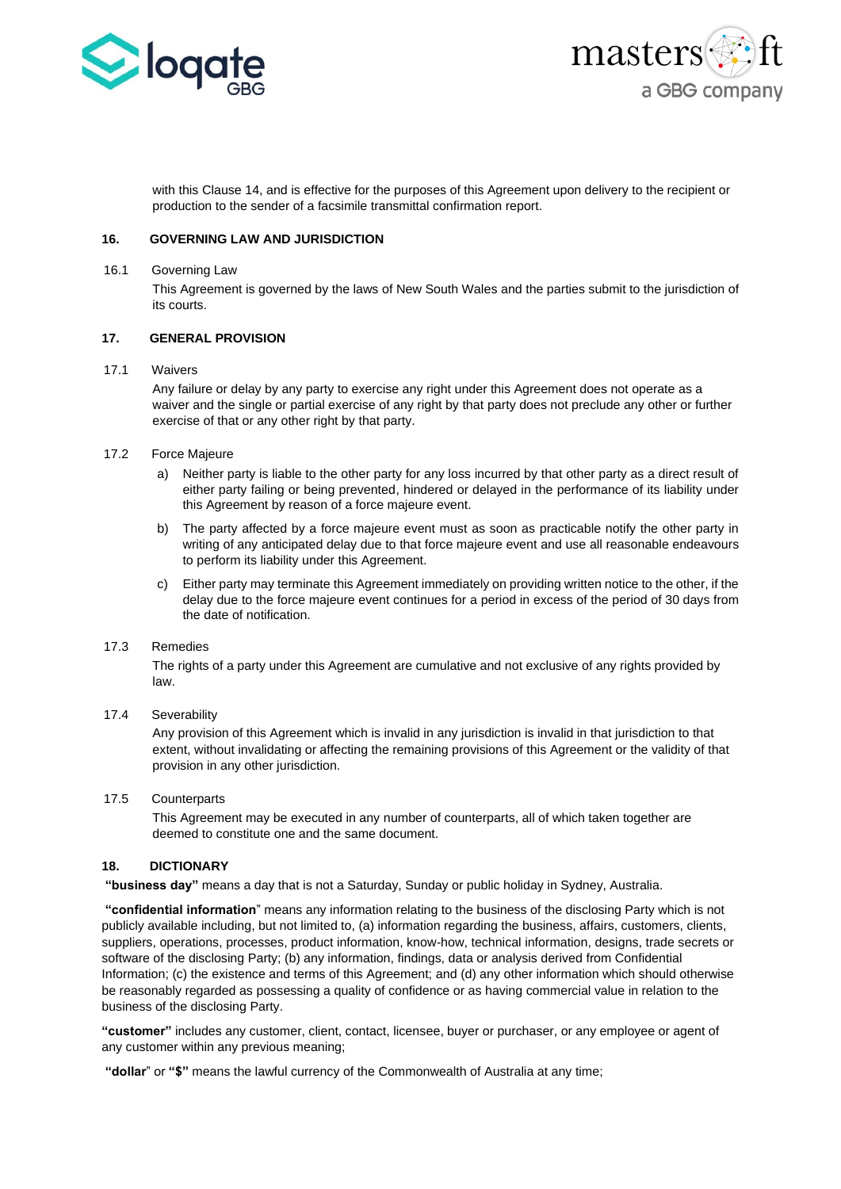with this Clause 14, and is effective for the purposes of this Agreement upon delivery to the recipient or production to the sender of a facsimile transmittal confirmation report.

## 16. GOVERNING LAW AND JURISDICTION

16.1 Governing Law

This Agreement is governed by the laws of New South Wales and the parties submit to the jurisdiction of its courts.

## 17. GENERAL PROVISION

17.1 Waivers

Any failure or delay by any party to exercise any right under this Agreement does not operate as a waiver and the single or partial exercise of any right by that party does not preclude any other or further exercise of that or any other right by that party.

17.2 Force Majeure

a) Neither party is liable to the other party for any loss incurred by that other party as a direct result of either party failing or being prevented, hindered or delayed in the performance of its liability under this Agreement by reason of a force majeure event.

b) The party affected by a force majeure event must as soon as practicable notify the other party in writing of any anticipated delay due to that force majeure event and use all reasonable endeavours to perform its liability under this Agreement.

c) Either party may terminate this Agreement immediately on providing written notice to the other, if the delay due to the force majeure event continues for a period in excess of the period of 30 days from the date of notification.

17.3 Remedies

The rights of a party under this Agreement are cumulative and not exclusive of any rights provided by law.

17.4 Severability

Any provision of this Agreement which is invalid in any jurisdiction is invalid in that jurisdiction to that extent, without invalidating or affecting the remaining provisions of this Agreement or the validity of that provision in any other jurisdiction.

17.5 Counterparts

This Agreement may be executed in any number of counterparts, all of which taken together are deemed to constitute one and the same document.

## 18. DICTIONARY

**"business day"** means a day that is not a Saturday, Sunday or public holiday in Sydney, Australia.

**"confidential information**" means any information relating to the business of the disclosing Party which is not publicly available including, but not limited to, (a) information regarding the business, affairs, customers, clients, suppliers, operations, processes, product information, know-how, technical information, designs, trade secrets or software of the disclosing Party; (b) any information, findings, data or analysis derived from Confidential Information; (c) the existence and terms of this Agreement; and (d) any other information which should otherwise be reasonably regarded as possessing a quality of confidence or as having commercial value in relation to the business of the disclosing Party.

**"customer"** includes any customer, client, contact, licensee, buyer or purchaser, or any employee or agent of any customer within any previous meaning;

**"dollar**" or **"$"** means the lawful currency of the Commonwealth of Australia at any time;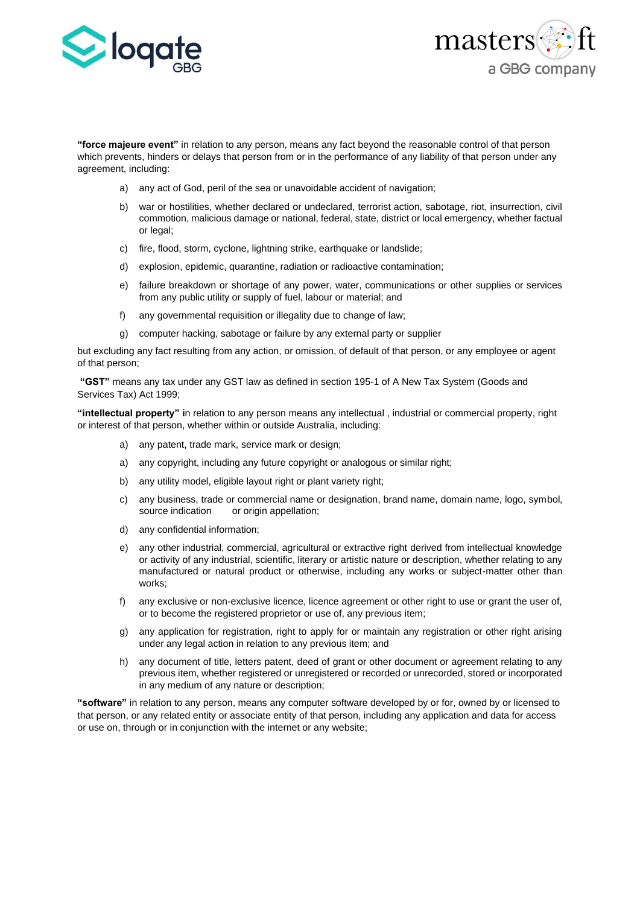**"force majeure event"** in relation to any person, means any fact beyond the reasonable control of that person which prevents, hinders or delays that person from or in the performance of any liability of that person under any agreement, including:

a) any act of God, peril of the sea or unavoidable accident of navigation;

b) war or hostilities, whether declared or undeclared, terrorist action, sabotage, riot, insurrection, civil commotion, malicious damage or national, federal, state, district or local emergency, whether factual or legal;

c) fire, flood, storm, cyclone, lightning strike, earthquake or landslide;

d) explosion, epidemic, quarantine, radiation or radioactive contamination;

e) failure breakdown or shortage of any power, water, communications or other supplies or services from any public utility or supply of fuel, labour or material; and

f) any governmental requisition or illegality due to change of law;

g) computer hacking, sabotage or failure by any external party or supplier

but excluding any fact resulting from any action, or omission, of default of that person, or any employee or agent of that person;

**"GST"** means any tax under any GST law as defined in section 195-1 of A New Tax System (Goods and Services Tax) Act 1999;

**"intellectual property" i**n relation to any person means any intellectual , industrial or commercial property, right or interest of that person, whether within or outside Australia, including:

a) any patent, trade mark, service mark or design;

a) any copyright, including any future copyright or analogous or similar right;

b) any utility model, eligible layout right or plant variety right;

c) any business, trade or commercial name or designation, brand name, domain name, logo, symbol, source indication or origin appellation;

d) any confidential information;

e) any other industrial, commercial, agricultural or extractive right derived from intellectual knowledge or activity of any industrial, scientific, literary or artistic nature or description, whether relating to any manufactured or natural product or otherwise, including any works or subject-matter other than works;

f) any exclusive or non-exclusive licence, licence agreement or other right to use or grant the user of, or to become the registered proprietor or use of, any previous item;

g) any application for registration, right to apply for or maintain any registration or other right arising under any legal action in relation to any previous item; and

h) any document of title, letters patent, deed of grant or other document or agreement relating to any previous item, whether registered or unregistered or recorded or unrecorded, stored or incorporated in any medium of any nature or description;

**"software"** in relation to any person, means any computer software developed by or for, owned by or licensed to that person, or any related entity or associate entity of that person, including any application and data for access or use on, through or in conjunction with the internet or any website;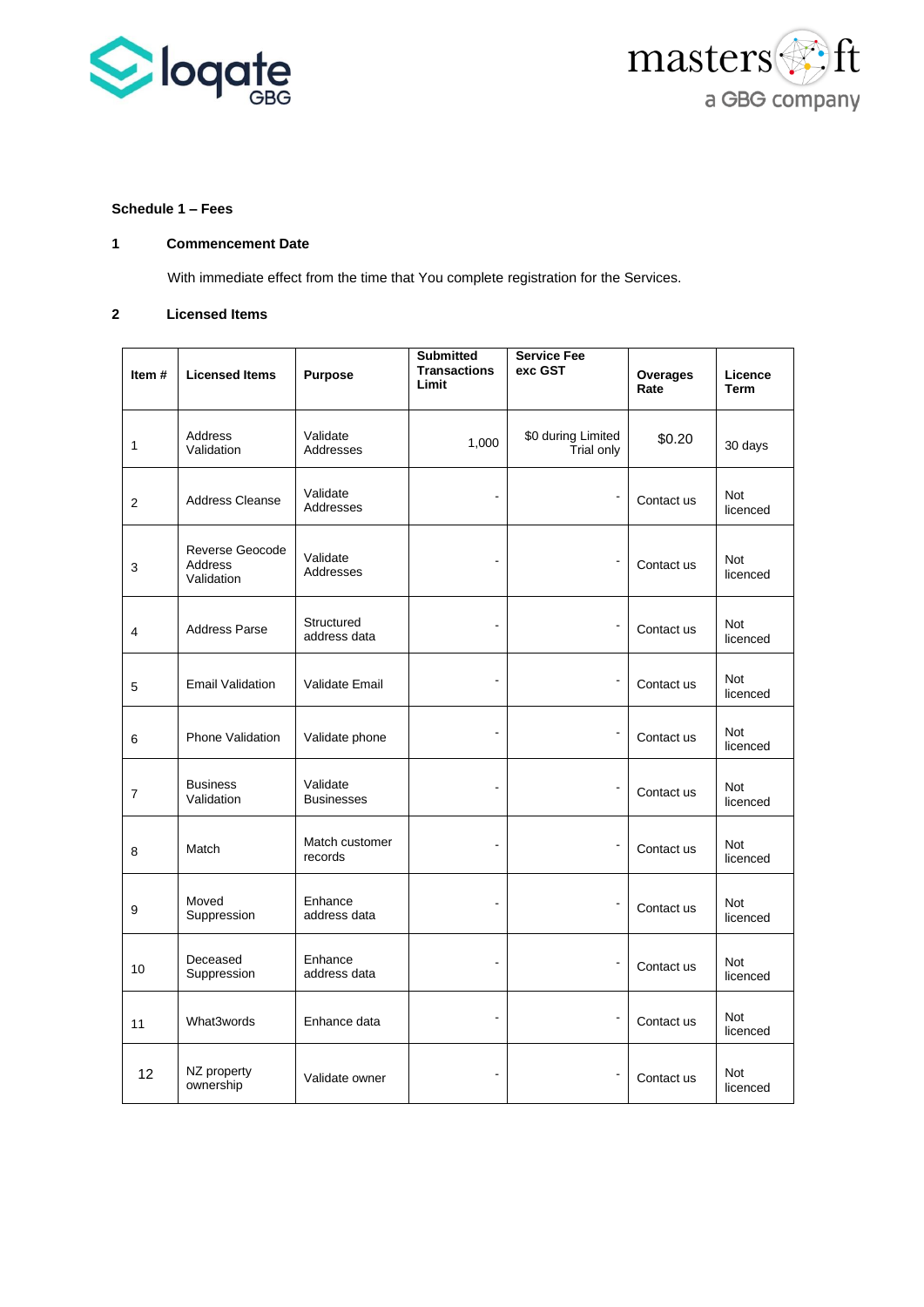**Schedule 1 – Fees**

**1 Commencement Date**

With immediate effect from the time that You complete registration for the Services.

**2 Licensed Items**

| Item # | Licensed Items | Purpose | Submitted Transactions Limit | Service Fee exc GST | Overages Rate | Licence Term |
|---|---|---|---|---|---|---|
| 1 | Address Validation | Validate Addresses | 1,000 | $0 during Limited Trial only | $0.20 | 30 days |
| 2 | Address Cleanse | Validate Addresses | - | - | Contact us | Not licenced |
| 3 | Reverse Geocode Address Validation | Validate Addresses | - | - | Contact us | Not licenced |
| 4 | Address Parse | Structured address data | - | - | Contact us | Not licenced |
| 5 | Email Validation | Validate Email | - | - | Contact us | Not licenced |
| 6 | Phone Validation | Validate phone | - | - | Contact us | Not licenced |
| 7 | Business Validation | Validate Businesses | - | - | Contact us | Not licenced |
| 8 | Match | Match customer records | - | - | Contact us | Not licenced |
| 9 | Moved Suppression | Enhance address data | - | - | Contact us | Not licenced |
| 10 | Deceased Suppression | Enhance address data | - | - | Contact us | Not licenced |
| 11 | What3words | Enhance data | - | - | Contact us | Not licenced |
| 12 | NZ property ownership | Validate owner | - | - | Contact us | Not licenced |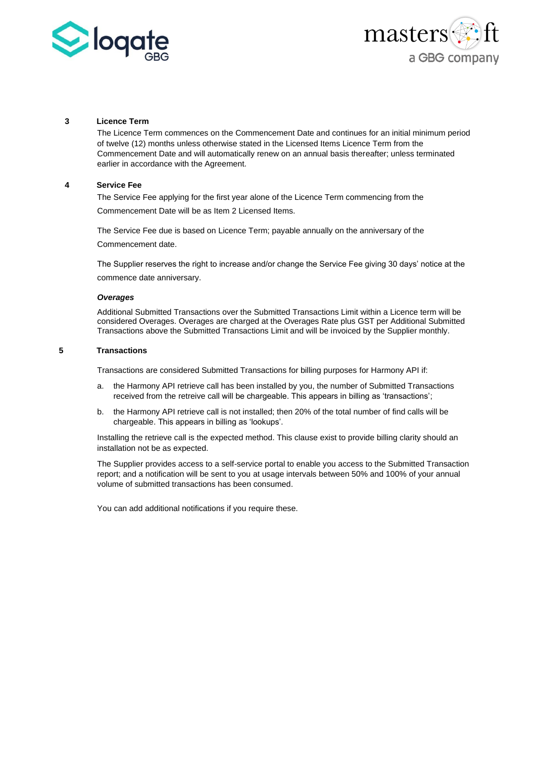## 3 Licence Term

The Licence Term commences on the Commencement Date and continues for an initial minimum period of twelve (12) months unless otherwise stated in the Licensed Items Licence Term from the Commencement Date and will automatically renew on an annual basis thereafter; unless terminated earlier in accordance with the Agreement.

## 4 Service Fee

The Service Fee applying for the first year alone of the Licence Term commencing from the Commencement Date will be as Item 2 Licensed Items.

The Service Fee due is based on Licence Term; payable annually on the anniversary of the Commencement date.

The Supplier reserves the right to increase and/or change the Service Fee giving 30 days' notice at the commence date anniversary.

***Overages***

Additional Submitted Transactions over the Submitted Transactions Limit within a Licence term will be considered Overages. Overages are charged at the Overages Rate plus GST per Additional Submitted Transactions above the Submitted Transactions Limit and will be invoiced by the Supplier monthly.

## 5 Transactions

Transactions are considered Submitted Transactions for billing purposes for Harmony API if:

a. the Harmony API retrieve call has been installed by you, the number of Submitted Transactions received from the retreive call will be chargeable. This appears in billing as 'transactions';

b. the Harmony API retrieve call is not installed; then 20% of the total number of find calls will be chargeable. This appears in billing as 'lookups'.

Installing the retrieve call is the expected method. This clause exist to provide billing clarity should an installation not be as expected.

The Supplier provides access to a self-service portal to enable you access to the Submitted Transaction report; and a notification will be sent to you at usage intervals between 50% and 100% of your annual volume of submitted transactions has been consumed.

You can add additional notifications if you require these.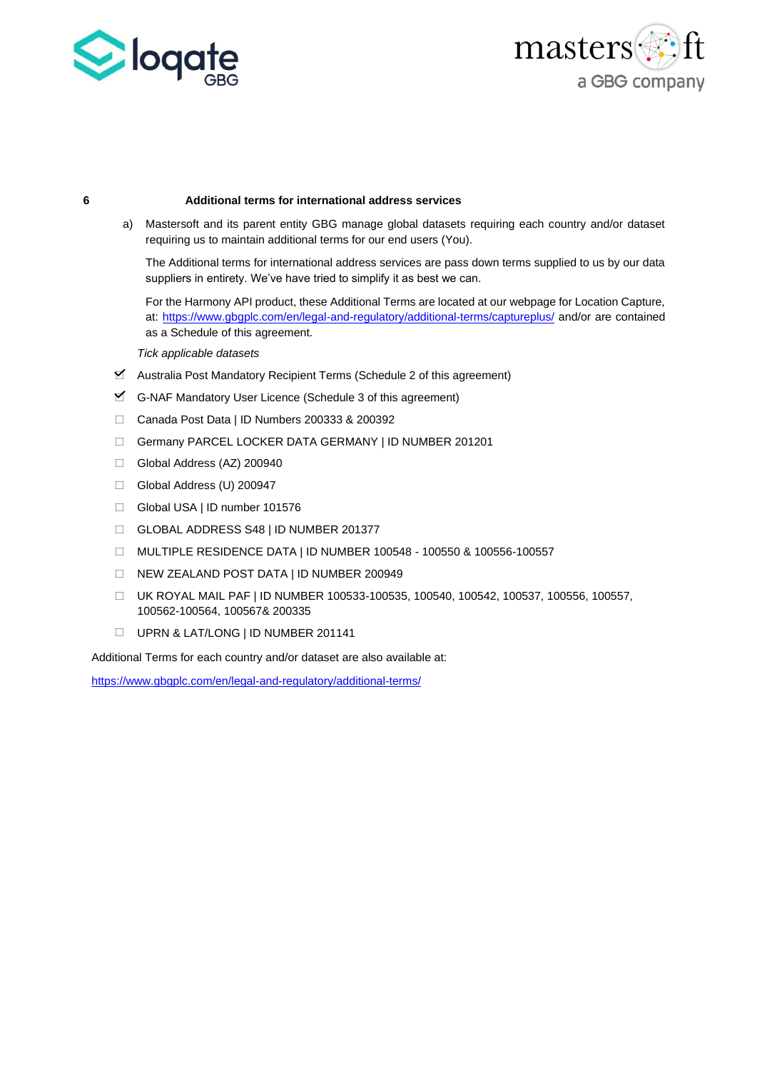## 6 Additional terms for international address services

a) Mastersoft and its parent entity GBG manage global datasets requiring each country and/or dataset requiring us to maintain additional terms for our end users (You).

The Additional terms for international address services are pass down terms supplied to us by our data suppliers in entirety. We've have tried to simplify it as best we can.

For the Harmony API product, these Additional Terms are located at our webpage for Location Capture, at: https://www.gbgplc.com/en/legal-and-regulatory/additional-terms/captureplus/ and/or are contained as a Schedule of this agreement.

*Tick applicable datasets*

- ☑ Australia Post Mandatory Recipient Terms (Schedule 2 of this agreement)
- ☑ G-NAF Mandatory User Licence (Schedule 3 of this agreement)
- ☐ Canada Post Data | ID Numbers 200333 & 200392
- ☐ Germany PARCEL LOCKER DATA GERMANY | ID NUMBER 201201
- ☐ Global Address (AZ) 200940
- ☐ Global Address (U) 200947
- ☐ Global USA | ID number 101576
- ☐ GLOBAL ADDRESS S48 | ID NUMBER 201377
- ☐ MULTIPLE RESIDENCE DATA | ID NUMBER 100548 - 100550 & 100556-100557
- ☐ NEW ZEALAND POST DATA | ID NUMBER 200949
- ☐ UK ROYAL MAIL PAF | ID NUMBER 100533-100535, 100540, 100542, 100537, 100556, 100557, 100562-100564, 100567& 200335
- ☐ UPRN & LAT/LONG | ID NUMBER 201141

Additional Terms for each country and/or dataset are also available at:

https://www.gbgplc.com/en/legal-and-regulatory/additional-terms/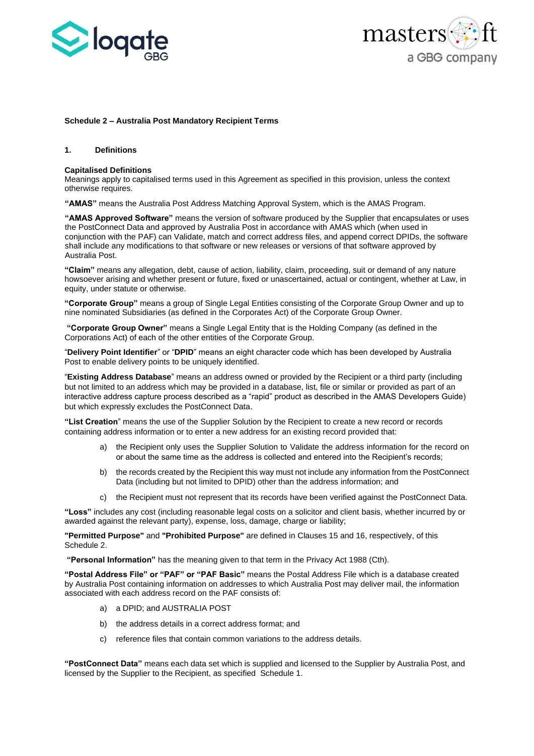**Schedule 2 – Australia Post Mandatory Recipient Terms**

**1. Definitions**

**Capitalised Definitions**
Meanings apply to capitalised terms used in this Agreement as specified in this provision, unless the context otherwise requires.

**"AMAS"** means the Australia Post Address Matching Approval System, which is the AMAS Program.

**"AMAS Approved Software"** means the version of software produced by the Supplier that encapsulates or uses the PostConnect Data and approved by Australia Post in accordance with AMAS which (when used in conjunction with the PAF) can Validate, match and correct address files, and append correct DPIDs, the software shall include any modifications to that software or new releases or versions of that software approved by Australia Post.

**"Claim"** means any allegation, debt, cause of action, liability, claim, proceeding, suit or demand of any nature howsoever arising and whether present or future, fixed or unascertained, actual or contingent, whether at Law, in equity, under statute or otherwise.

**"Corporate Group"** means a group of Single Legal Entities consisting of the Corporate Group Owner and up to nine nominated Subsidiaries (as defined in the Corporates Act) of the Corporate Group Owner.

**"Corporate Group Owner"** means a Single Legal Entity that is the Holding Company (as defined in the Corporations Act) of each of the other entities of the Corporate Group.

"**Delivery Point Identifier**" or "**DPID**" means an eight character code which has been developed by Australia Post to enable delivery points to be uniquely identified.

"**Existing Address Database**" means an address owned or provided by the Recipient or a third party (including but not limited to an address which may be provided in a database, list, file or similar or provided as part of an interactive address capture process described as a "rapid" product as described in the AMAS Developers Guide) but which expressly excludes the PostConnect Data.

**"List Creation**" means the use of the Supplier Solution by the Recipient to create a new record or records containing address information or to enter a new address for an existing record provided that:

a) the Recipient only uses the Supplier Solution to Validate the address information for the record on or about the same time as the address is collected and entered into the Recipient's records;

b) the records created by the Recipient this way must not include any information from the PostConnect Data (including but not limited to DPID) other than the address information; and

c) the Recipient must not represent that its records have been verified against the PostConnect Data.

**"Loss"** includes any cost (including reasonable legal costs on a solicitor and client basis, whether incurred by or awarded against the relevant party), expense, loss, damage, charge or liability;

**"Permitted Purpose"** and **"Prohibited Purpose"** are defined in Clauses 15 and 16, respectively, of this Schedule 2.

**"Personal Information"** has the meaning given to that term in the Privacy Act 1988 (Cth).

**"Postal Address File" or "PAF" or "PAF Basic"** means the Postal Address File which is a database created by Australia Post containing information on addresses to which Australia Post may deliver mail, the information associated with each address record on the PAF consists of:

a) a DPID; and AUSTRALIA POST

b) the address details in a correct address format; and

c) reference files that contain common variations to the address details.

**"PostConnect Data"** means each data set which is supplied and licensed to the Supplier by Australia Post, and licensed by the Supplier to the Recipient, as specified Schedule 1.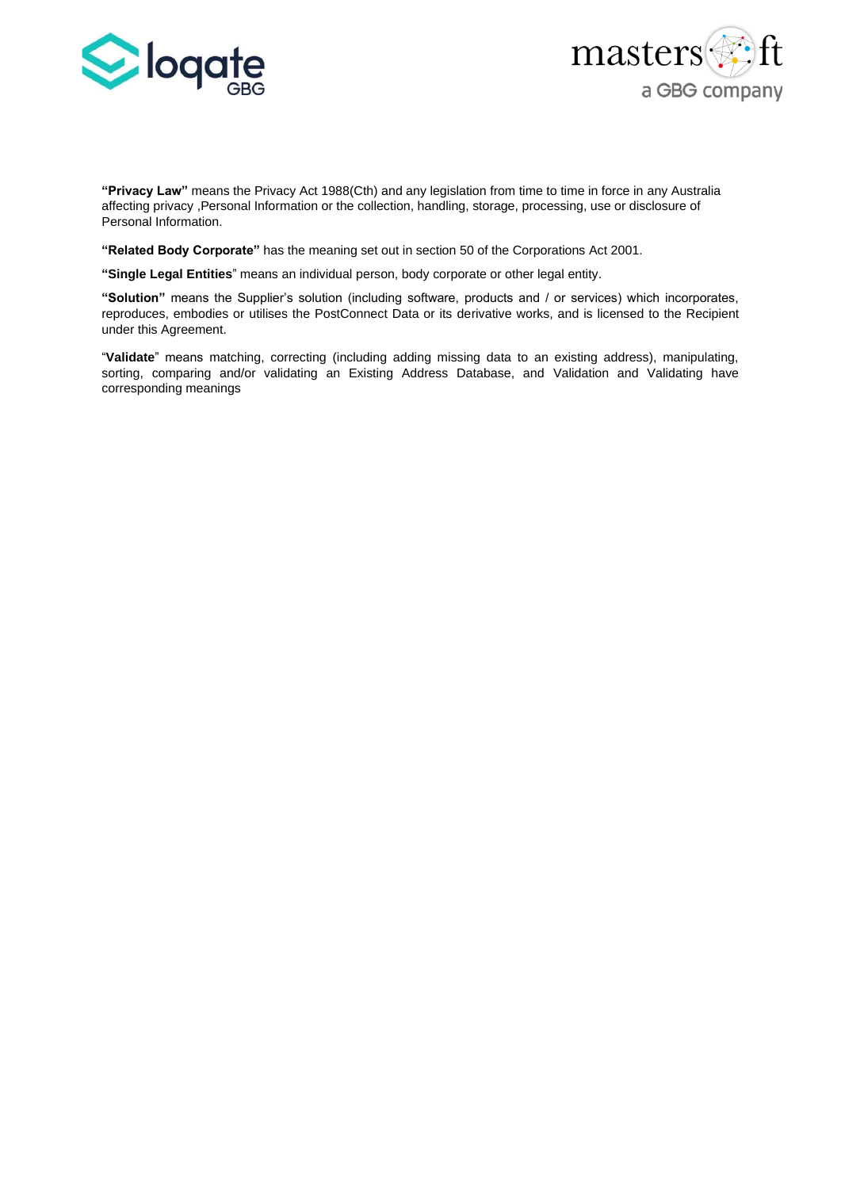**"Privacy Law"** means the Privacy Act 1988(Cth) and any legislation from time to time in force in any Australia affecting privacy ,Personal Information or the collection, handling, storage, processing, use or disclosure of Personal Information.

**"Related Body Corporate"** has the meaning set out in section 50 of the Corporations Act 2001.

**"Single Legal Entities**" means an individual person, body corporate or other legal entity.

**"Solution"** means the Supplier's solution (including software, products and / or services) which incorporates, reproduces, embodies or utilises the PostConnect Data or its derivative works, and is licensed to the Recipient under this Agreement.

"**Validate**" means matching, correcting (including adding missing data to an existing address), manipulating, sorting, comparing and/or validating an Existing Address Database, and Validation and Validating have corresponding meanings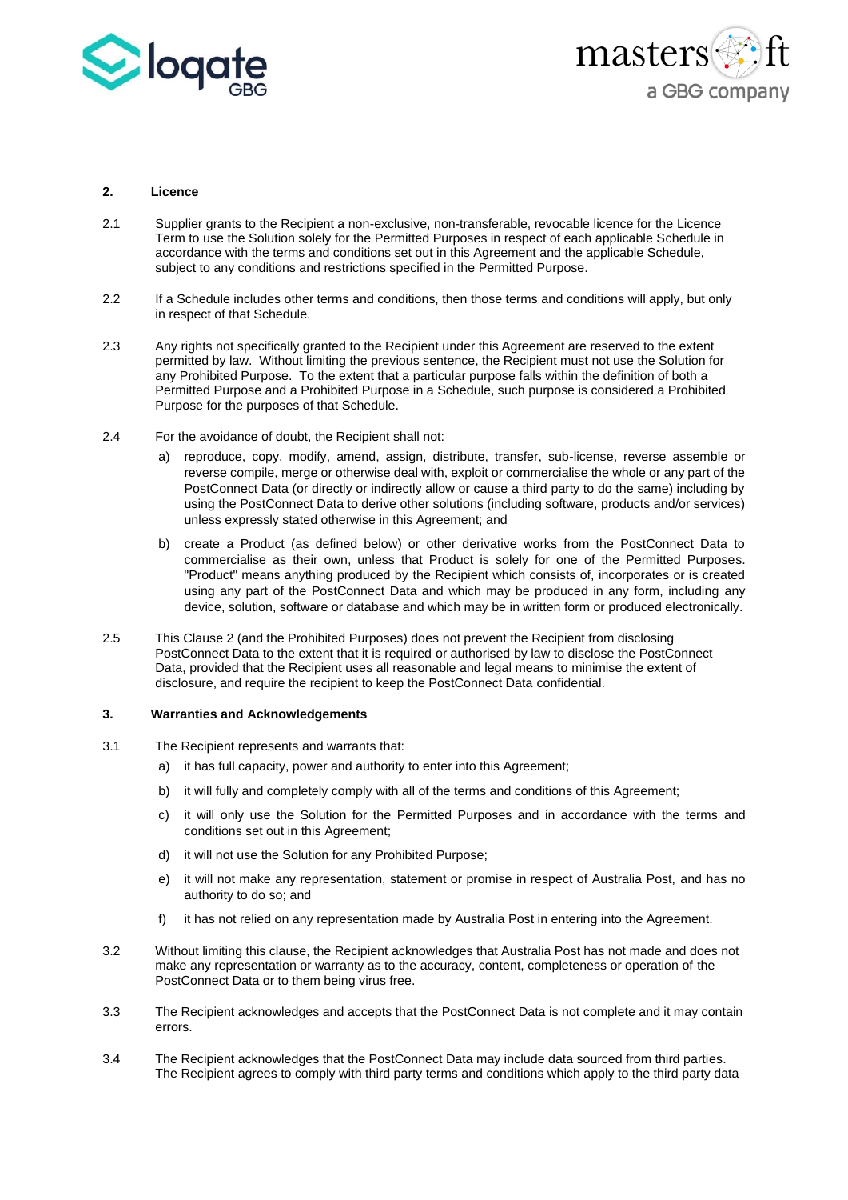## 2. Licence

2.1 Supplier grants to the Recipient a non-exclusive, non-transferable, revocable licence for the Licence Term to use the Solution solely for the Permitted Purposes in respect of each applicable Schedule in accordance with the terms and conditions set out in this Agreement and the applicable Schedule, subject to any conditions and restrictions specified in the Permitted Purpose.

2.2 If a Schedule includes other terms and conditions, then those terms and conditions will apply, but only in respect of that Schedule.

2.3 Any rights not specifically granted to the Recipient under this Agreement are reserved to the extent permitted by law. Without limiting the previous sentence, the Recipient must not use the Solution for any Prohibited Purpose. To the extent that a particular purpose falls within the definition of both a Permitted Purpose and a Prohibited Purpose in a Schedule, such purpose is considered a Prohibited Purpose for the purposes of that Schedule.

2.4 For the avoidance of doubt, the Recipient shall not:

a) reproduce, copy, modify, amend, assign, distribute, transfer, sub-license, reverse assemble or reverse compile, merge or otherwise deal with, exploit or commercialise the whole or any part of the PostConnect Data (or directly or indirectly allow or cause a third party to do the same) including by using the PostConnect Data to derive other solutions (including software, products and/or services) unless expressly stated otherwise in this Agreement; and

b) create a Product (as defined below) or other derivative works from the PostConnect Data to commercialise as their own, unless that Product is solely for one of the Permitted Purposes. "Product" means anything produced by the Recipient which consists of, incorporates or is created using any part of the PostConnect Data and which may be produced in any form, including any device, solution, software or database and which may be in written form or produced electronically.

2.5 This Clause 2 (and the Prohibited Purposes) does not prevent the Recipient from disclosing PostConnect Data to the extent that it is required or authorised by law to disclose the PostConnect Data, provided that the Recipient uses all reasonable and legal means to minimise the extent of disclosure, and require the recipient to keep the PostConnect Data confidential.

## 3. Warranties and Acknowledgements

3.1 The Recipient represents and warrants that:

a) it has full capacity, power and authority to enter into this Agreement;

b) it will fully and completely comply with all of the terms and conditions of this Agreement;

c) it will only use the Solution for the Permitted Purposes and in accordance with the terms and conditions set out in this Agreement;

d) it will not use the Solution for any Prohibited Purpose;

e) it will not make any representation, statement or promise in respect of Australia Post, and has no authority to do so; and

f) it has not relied on any representation made by Australia Post in entering into the Agreement.

3.2 Without limiting this clause, the Recipient acknowledges that Australia Post has not made and does not make any representation or warranty as to the accuracy, content, completeness or operation of the PostConnect Data or to them being virus free.

3.3 The Recipient acknowledges and accepts that the PostConnect Data is not complete and it may contain errors.

3.4 The Recipient acknowledges that the PostConnect Data may include data sourced from third parties. The Recipient agrees to comply with third party terms and conditions which apply to the third party data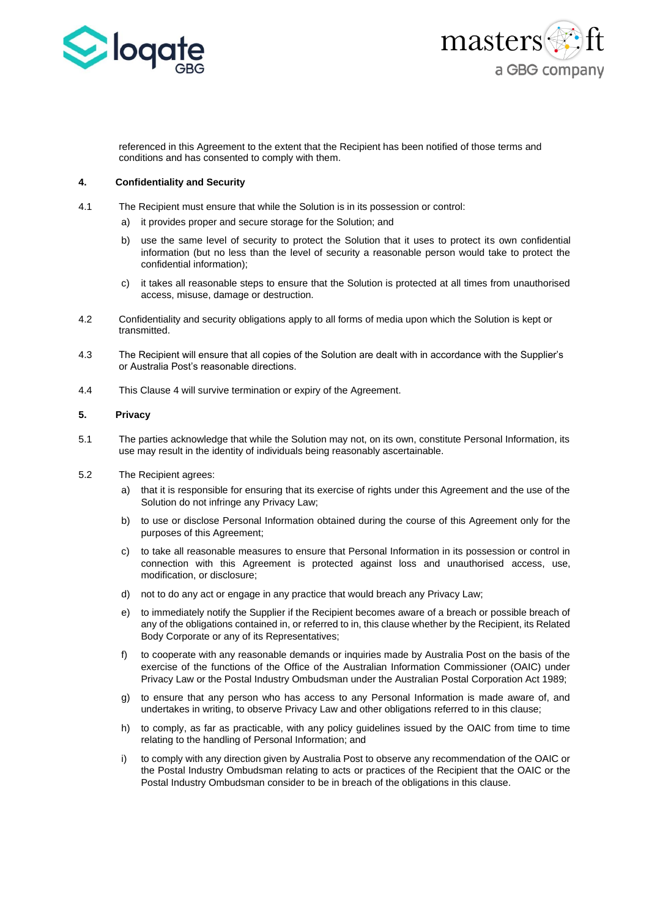referenced in this Agreement to the extent that the Recipient has been notified of those terms and conditions and has consented to comply with them.

**4. Confidentiality and Security**

4.1 The Recipient must ensure that while the Solution is in its possession or control:

a) it provides proper and secure storage for the Solution; and

b) use the same level of security to protect the Solution that it uses to protect its own confidential information (but no less than the level of security a reasonable person would take to protect the confidential information);

c) it takes all reasonable steps to ensure that the Solution is protected at all times from unauthorised access, misuse, damage or destruction.

4.2 Confidentiality and security obligations apply to all forms of media upon which the Solution is kept or transmitted.

4.3 The Recipient will ensure that all copies of the Solution are dealt with in accordance with the Supplier's or Australia Post's reasonable directions.

4.4 This Clause 4 will survive termination or expiry of the Agreement.

**5. Privacy**

5.1 The parties acknowledge that while the Solution may not, on its own, constitute Personal Information, its use may result in the identity of individuals being reasonably ascertainable.

5.2 The Recipient agrees:

a) that it is responsible for ensuring that its exercise of rights under this Agreement and the use of the Solution do not infringe any Privacy Law;

b) to use or disclose Personal Information obtained during the course of this Agreement only for the purposes of this Agreement;

c) to take all reasonable measures to ensure that Personal Information in its possession or control in connection with this Agreement is protected against loss and unauthorised access, use, modification, or disclosure;

d) not to do any act or engage in any practice that would breach any Privacy Law;

e) to immediately notify the Supplier if the Recipient becomes aware of a breach or possible breach of any of the obligations contained in, or referred to in, this clause whether by the Recipient, its Related Body Corporate or any of its Representatives;

f) to cooperate with any reasonable demands or inquiries made by Australia Post on the basis of the exercise of the functions of the Office of the Australian Information Commissioner (OAIC) under Privacy Law or the Postal Industry Ombudsman under the Australian Postal Corporation Act 1989;

g) to ensure that any person who has access to any Personal Information is made aware of, and undertakes in writing, to observe Privacy Law and other obligations referred to in this clause;

h) to comply, as far as practicable, with any policy guidelines issued by the OAIC from time to time relating to the handling of Personal Information; and

i) to comply with any direction given by Australia Post to observe any recommendation of the OAIC or the Postal Industry Ombudsman relating to acts or practices of the Recipient that the OAIC or the Postal Industry Ombudsman consider to be in breach of the obligations in this clause.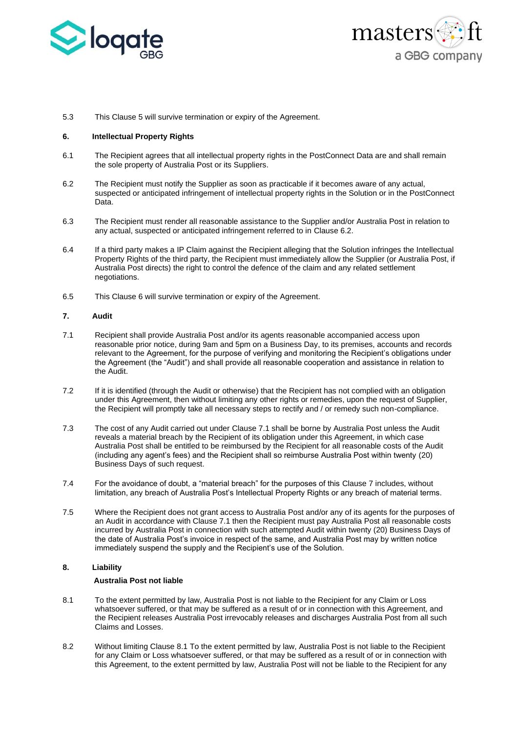5.3 This Clause 5 will survive termination or expiry of the Agreement.

**6. Intellectual Property Rights**

6.1 The Recipient agrees that all intellectual property rights in the PostConnect Data are and shall remain the sole property of Australia Post or its Suppliers.

6.2 The Recipient must notify the Supplier as soon as practicable if it becomes aware of any actual, suspected or anticipated infringement of intellectual property rights in the Solution or in the PostConnect Data.

6.3 The Recipient must render all reasonable assistance to the Supplier and/or Australia Post in relation to any actual, suspected or anticipated infringement referred to in Clause 6.2.

6.4 If a third party makes a IP Claim against the Recipient alleging that the Solution infringes the Intellectual Property Rights of the third party, the Recipient must immediately allow the Supplier (or Australia Post, if Australia Post directs) the right to control the defence of the claim and any related settlement negotiations.

6.5 This Clause 6 will survive termination or expiry of the Agreement.

**7. Audit**

7.1 Recipient shall provide Australia Post and/or its agents reasonable accompanied access upon reasonable prior notice, during 9am and 5pm on a Business Day, to its premises, accounts and records relevant to the Agreement, for the purpose of verifying and monitoring the Recipient's obligations under the Agreement (the "Audit") and shall provide all reasonable cooperation and assistance in relation to the Audit.

7.2 If it is identified (through the Audit or otherwise) that the Recipient has not complied with an obligation under this Agreement, then without limiting any other rights or remedies, upon the request of Supplier, the Recipient will promptly take all necessary steps to rectify and / or remedy such non-compliance.

7.3 The cost of any Audit carried out under Clause 7.1 shall be borne by Australia Post unless the Audit reveals a material breach by the Recipient of its obligation under this Agreement, in which case Australia Post shall be entitled to be reimbursed by the Recipient for all reasonable costs of the Audit (including any agent's fees) and the Recipient shall so reimburse Australia Post within twenty (20) Business Days of such request.

7.4 For the avoidance of doubt, a "material breach" for the purposes of this Clause 7 includes, without limitation, any breach of Australia Post's Intellectual Property Rights or any breach of material terms.

7.5 Where the Recipient does not grant access to Australia Post and/or any of its agents for the purposes of an Audit in accordance with Clause 7.1 then the Recipient must pay Australia Post all reasonable costs incurred by Australia Post in connection with such attempted Audit within twenty (20) Business Days of the date of Australia Post's invoice in respect of the same, and Australia Post may by written notice immediately suspend the supply and the Recipient's use of the Solution.

**8. Liability**

**Australia Post not liable**

8.1 To the extent permitted by law, Australia Post is not liable to the Recipient for any Claim or Loss whatsoever suffered, or that may be suffered as a result of or in connection with this Agreement, and the Recipient releases Australia Post irrevocably releases and discharges Australia Post from all such Claims and Losses.

8.2 Without limiting Clause 8.1 To the extent permitted by law, Australia Post is not liable to the Recipient for any Claim or Loss whatsoever suffered, or that may be suffered as a result of or in connection with this Agreement, to the extent permitted by law, Australia Post will not be liable to the Recipient for any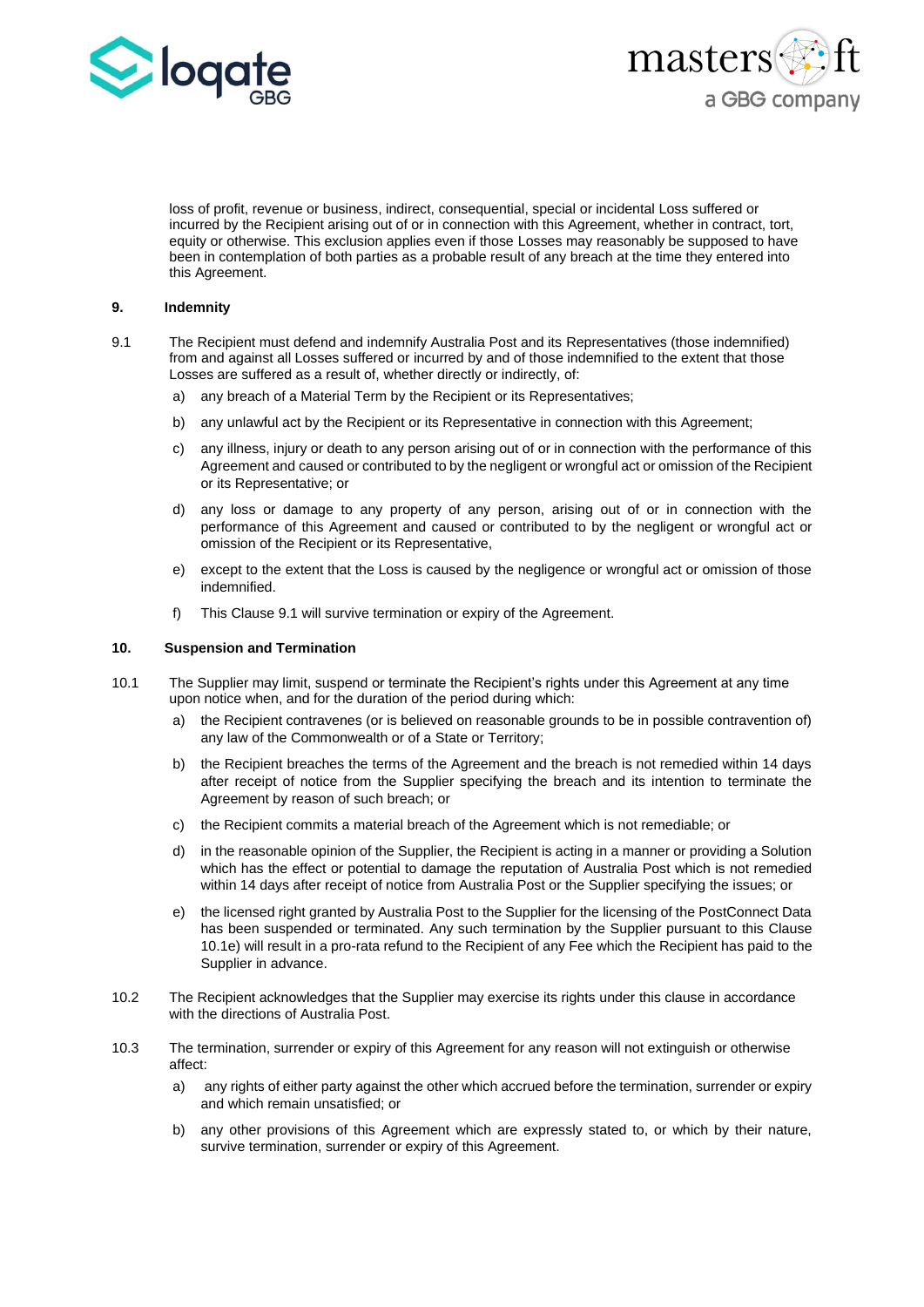loss of profit, revenue or business, indirect, consequential, special or incidental Loss suffered or incurred by the Recipient arising out of or in connection with this Agreement, whether in contract, tort, equity or otherwise. This exclusion applies even if those Losses may reasonably be supposed to have been in contemplation of both parties as a probable result of any breach at the time they entered into this Agreement.

## 9. Indemnity

9.1 The Recipient must defend and indemnify Australia Post and its Representatives (those indemnified) from and against all Losses suffered or incurred by and of those indemnified to the extent that those Losses are suffered as a result of, whether directly or indirectly, of:

a) any breach of a Material Term by the Recipient or its Representatives;

b) any unlawful act by the Recipient or its Representative in connection with this Agreement;

c) any illness, injury or death to any person arising out of or in connection with the performance of this Agreement and caused or contributed to by the negligent or wrongful act or omission of the Recipient or its Representative; or

d) any loss or damage to any property of any person, arising out of or in connection with the performance of this Agreement and caused or contributed to by the negligent or wrongful act or omission of the Recipient or its Representative,

e) except to the extent that the Loss is caused by the negligence or wrongful act or omission of those indemnified.

f) This Clause 9.1 will survive termination or expiry of the Agreement.

## 10. Suspension and Termination

10.1 The Supplier may limit, suspend or terminate the Recipient's rights under this Agreement at any time upon notice when, and for the duration of the period during which:

a) the Recipient contravenes (or is believed on reasonable grounds to be in possible contravention of) any law of the Commonwealth or of a State or Territory;

b) the Recipient breaches the terms of the Agreement and the breach is not remedied within 14 days after receipt of notice from the Supplier specifying the breach and its intention to terminate the Agreement by reason of such breach; or

c) the Recipient commits a material breach of the Agreement which is not remediable; or

d) in the reasonable opinion of the Supplier, the Recipient is acting in a manner or providing a Solution which has the effect or potential to damage the reputation of Australia Post which is not remedied within 14 days after receipt of notice from Australia Post or the Supplier specifying the issues; or

e) the licensed right granted by Australia Post to the Supplier for the licensing of the PostConnect Data has been suspended or terminated. Any such termination by the Supplier pursuant to this Clause 10.1e) will result in a pro-rata refund to the Recipient of any Fee which the Recipient has paid to the Supplier in advance.

10.2 The Recipient acknowledges that the Supplier may exercise its rights under this clause in accordance with the directions of Australia Post.

10.3 The termination, surrender or expiry of this Agreement for any reason will not extinguish or otherwise affect:

a) any rights of either party against the other which accrued before the termination, surrender or expiry and which remain unsatisfied; or

b) any other provisions of this Agreement which are expressly stated to, or which by their nature, survive termination, surrender or expiry of this Agreement.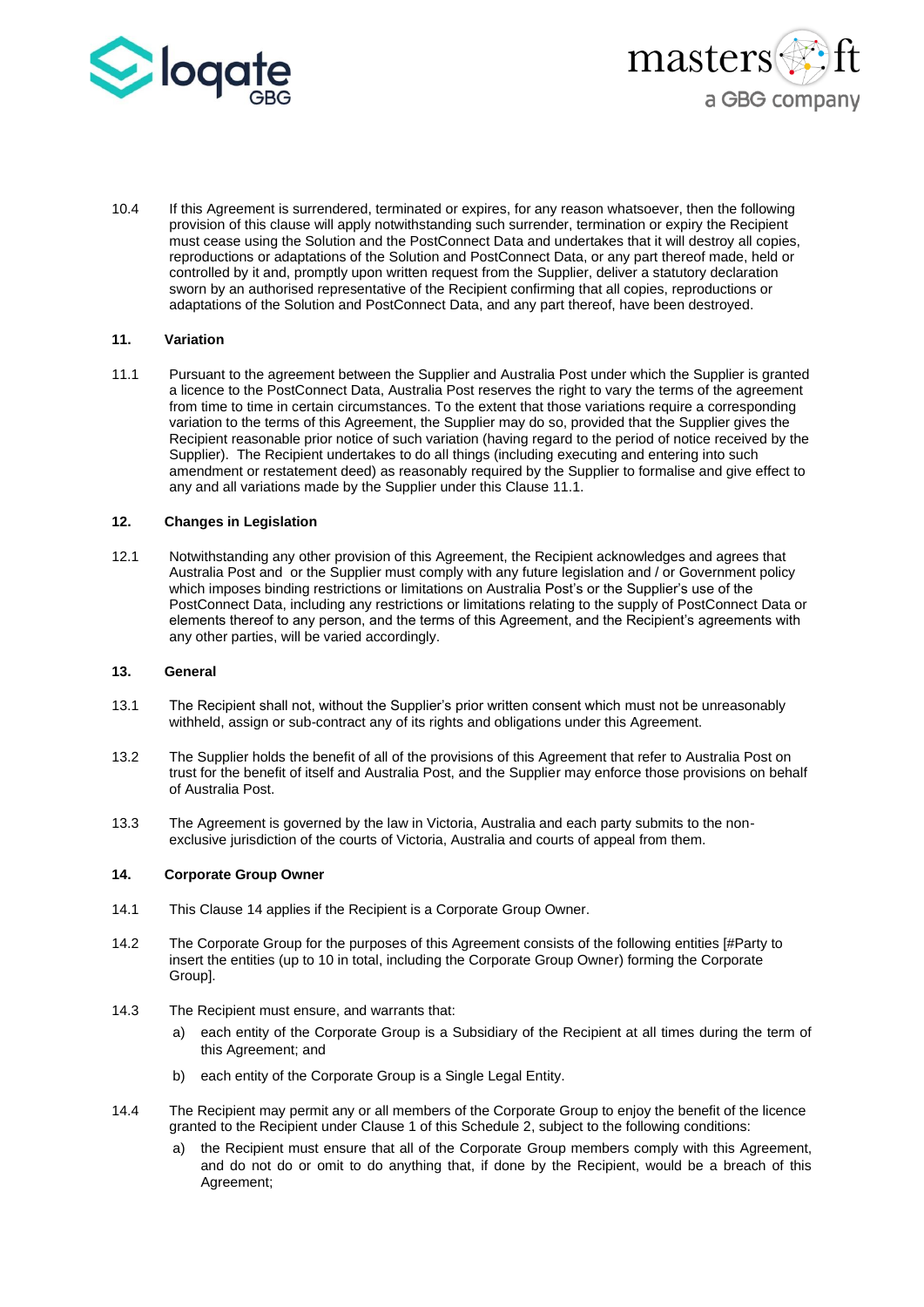10.4 If this Agreement is surrendered, terminated or expires, for any reason whatsoever, then the following provision of this clause will apply notwithstanding such surrender, termination or expiry the Recipient must cease using the Solution and the PostConnect Data and undertakes that it will destroy all copies, reproductions or adaptations of the Solution and PostConnect Data, or any part thereof made, held or controlled by it and, promptly upon written request from the Supplier, deliver a statutory declaration sworn by an authorised representative of the Recipient confirming that all copies, reproductions or adaptations of the Solution and PostConnect Data, and any part thereof, have been destroyed.

## 11. Variation

11.1 Pursuant to the agreement between the Supplier and Australia Post under which the Supplier is granted a licence to the PostConnect Data, Australia Post reserves the right to vary the terms of the agreement from time to time in certain circumstances. To the extent that those variations require a corresponding variation to the terms of this Agreement, the Supplier may do so, provided that the Supplier gives the Recipient reasonable prior notice of such variation (having regard to the period of notice received by the Supplier). The Recipient undertakes to do all things (including executing and entering into such amendment or restatement deed) as reasonably required by the Supplier to formalise and give effect to any and all variations made by the Supplier under this Clause 11.1.

## 12. Changes in Legislation

12.1 Notwithstanding any other provision of this Agreement, the Recipient acknowledges and agrees that Australia Post and or the Supplier must comply with any future legislation and / or Government policy which imposes binding restrictions or limitations on Australia Post's or the Supplier's use of the PostConnect Data, including any restrictions or limitations relating to the supply of PostConnect Data or elements thereof to any person, and the terms of this Agreement, and the Recipient's agreements with any other parties, will be varied accordingly.

## 13. General

13.1 The Recipient shall not, without the Supplier's prior written consent which must not be unreasonably withheld, assign or sub-contract any of its rights and obligations under this Agreement.

13.2 The Supplier holds the benefit of all of the provisions of this Agreement that refer to Australia Post on trust for the benefit of itself and Australia Post, and the Supplier may enforce those provisions on behalf of Australia Post.

13.3 The Agreement is governed by the law in Victoria, Australia and each party submits to the non-exclusive jurisdiction of the courts of Victoria, Australia and courts of appeal from them.

## 14. Corporate Group Owner

14.1 This Clause 14 applies if the Recipient is a Corporate Group Owner.

14.2 The Corporate Group for the purposes of this Agreement consists of the following entities [#Party to insert the entities (up to 10 in total, including the Corporate Group Owner) forming the Corporate Group].

14.3 The Recipient must ensure, and warrants that:

a) each entity of the Corporate Group is a Subsidiary of the Recipient at all times during the term of this Agreement; and

b) each entity of the Corporate Group is a Single Legal Entity.

14.4 The Recipient may permit any or all members of the Corporate Group to enjoy the benefit of the licence granted to the Recipient under Clause 1 of this Schedule 2, subject to the following conditions:

a) the Recipient must ensure that all of the Corporate Group members comply with this Agreement, and do not do or omit to do anything that, if done by the Recipient, would be a breach of this Agreement;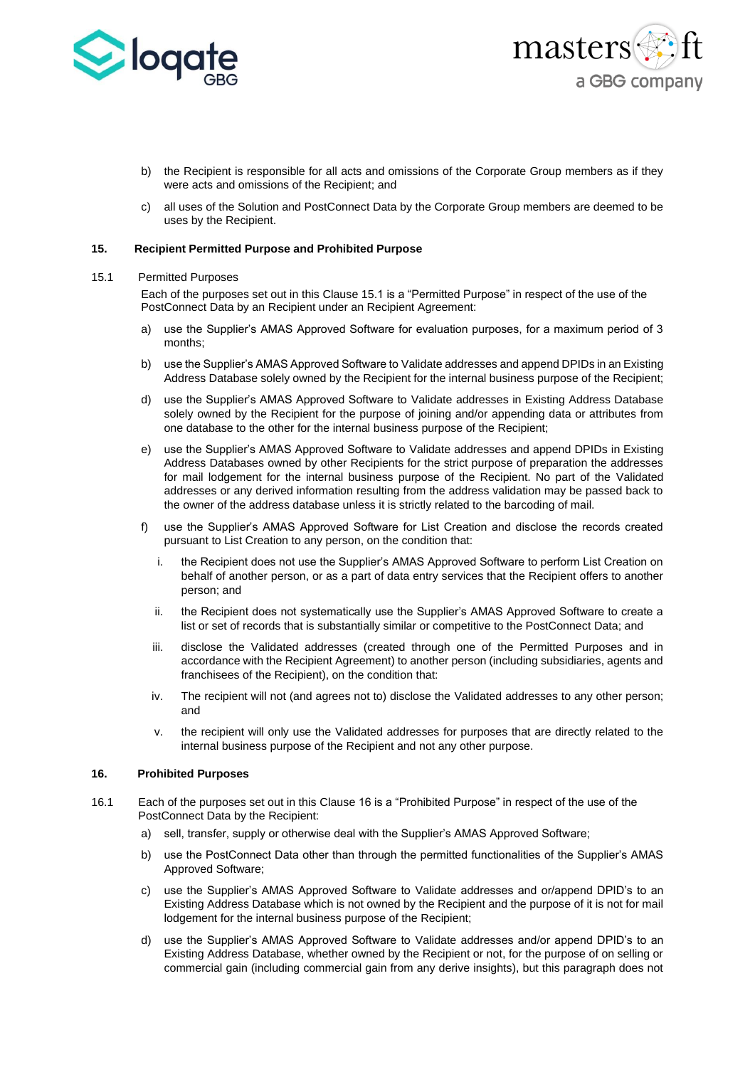b) the Recipient is responsible for all acts and omissions of the Corporate Group members as if they were acts and omissions of the Recipient; and

c) all uses of the Solution and PostConnect Data by the Corporate Group members are deemed to be uses by the Recipient.

## 15. Recipient Permitted Purpose and Prohibited Purpose

15.1 Permitted Purposes

Each of the purposes set out in this Clause 15.1 is a "Permitted Purpose" in respect of the use of the PostConnect Data by an Recipient under an Recipient Agreement:

a) use the Supplier's AMAS Approved Software for evaluation purposes, for a maximum period of 3 months;

b) use the Supplier's AMAS Approved Software to Validate addresses and append DPIDs in an Existing Address Database solely owned by the Recipient for the internal business purpose of the Recipient;

d) use the Supplier's AMAS Approved Software to Validate addresses in Existing Address Database solely owned by the Recipient for the purpose of joining and/or appending data or attributes from one database to the other for the internal business purpose of the Recipient;

e) use the Supplier's AMAS Approved Software to Validate addresses and append DPIDs in Existing Address Databases owned by other Recipients for the strict purpose of preparation the addresses for mail lodgement for the internal business purpose of the Recipient. No part of the Validated addresses or any derived information resulting from the address validation may be passed back to the owner of the address database unless it is strictly related to the barcoding of mail.

f) use the Supplier's AMAS Approved Software for List Creation and disclose the records created pursuant to List Creation to any person, on the condition that:

   i. the Recipient does not use the Supplier's AMAS Approved Software to perform List Creation on behalf of another person, or as a part of data entry services that the Recipient offers to another person; and

   ii. the Recipient does not systematically use the Supplier's AMAS Approved Software to create a list or set of records that is substantially similar or competitive to the PostConnect Data; and

   iii. disclose the Validated addresses (created through one of the Permitted Purposes and in accordance with the Recipient Agreement) to another person (including subsidiaries, agents and franchisees of the Recipient), on the condition that:

   iv. The recipient will not (and agrees not to) disclose the Validated addresses to any other person; and

   v. the recipient will only use the Validated addresses for purposes that are directly related to the internal business purpose of the Recipient and not any other purpose.

## 16. Prohibited Purposes

16.1 Each of the purposes set out in this Clause 16 is a "Prohibited Purpose" in respect of the use of the PostConnect Data by the Recipient:

a) sell, transfer, supply or otherwise deal with the Supplier's AMAS Approved Software;

b) use the PostConnect Data other than through the permitted functionalities of the Supplier's AMAS Approved Software;

c) use the Supplier's AMAS Approved Software to Validate addresses and or/append DPID's to an Existing Address Database which is not owned by the Recipient and the purpose of it is not for mail lodgement for the internal business purpose of the Recipient;

d) use the Supplier's AMAS Approved Software to Validate addresses and/or append DPID's to an Existing Address Database, whether owned by the Recipient or not, for the purpose of on selling or commercial gain (including commercial gain from any derive insights), but this paragraph does not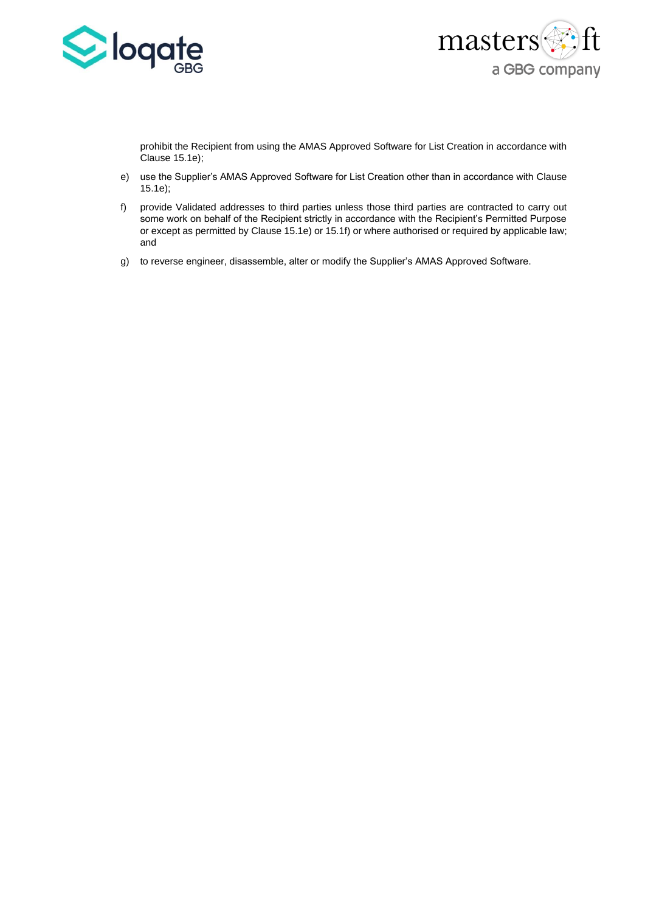prohibit the Recipient from using the AMAS Approved Software for List Creation in accordance with Clause 15.1e);

e) use the Supplier's AMAS Approved Software for List Creation other than in accordance with Clause 15.1e);

f) provide Validated addresses to third parties unless those third parties are contracted to carry out some work on behalf of the Recipient strictly in accordance with the Recipient's Permitted Purpose or except as permitted by Clause 15.1e) or 15.1f) or where authorised or required by applicable law; and

g) to reverse engineer, disassemble, alter or modify the Supplier's AMAS Approved Software.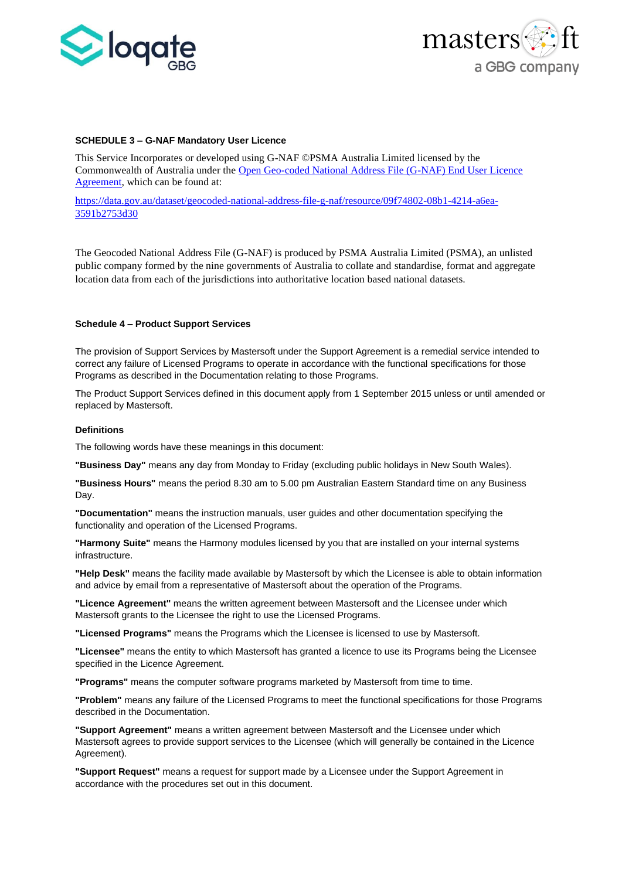**SCHEDULE 3 – G-NAF Mandatory User Licence**

This Service Incorporates or developed using G-NAF ©PSMA Australia Limited licensed by the Commonwealth of Australia under the [Open Geo-coded National Address File (G-NAF) End User Licence Agreement](https://data.gov.au/dataset/geocoded-national-address-file-g-naf/resource/09f74802-08b1-4214-a6ea-3591b2753d30), which can be found at:

https://data.gov.au/dataset/geocoded-national-address-file-g-naf/resource/09f74802-08b1-4214-a6ea-3591b2753d30

The Geocoded National Address File (G-NAF) is produced by PSMA Australia Limited (PSMA), an unlisted public company formed by the nine governments of Australia to collate and standardise, format and aggregate location data from each of the jurisdictions into authoritative location based national datasets.

**Schedule 4 – Product Support Services**

The provision of Support Services by Mastersoft under the Support Agreement is a remedial service intended to correct any failure of Licensed Programs to operate in accordance with the functional specifications for those Programs as described in the Documentation relating to those Programs.

The Product Support Services defined in this document apply from 1 September 2015 unless or until amended or replaced by Mastersoft.

**Definitions**

The following words have these meanings in this document:

**"Business Day"** means any day from Monday to Friday (excluding public holidays in New South Wales).

**"Business Hours"** means the period 8.30 am to 5.00 pm Australian Eastern Standard time on any Business Day.

**"Documentation"** means the instruction manuals, user guides and other documentation specifying the functionality and operation of the Licensed Programs.

**"Harmony Suite"** means the Harmony modules licensed by you that are installed on your internal systems infrastructure.

**"Help Desk"** means the facility made available by Mastersoft by which the Licensee is able to obtain information and advice by email from a representative of Mastersoft about the operation of the Programs.

**"Licence Agreement"** means the written agreement between Mastersoft and the Licensee under which Mastersoft grants to the Licensee the right to use the Licensed Programs.

**"Licensed Programs"** means the Programs which the Licensee is licensed to use by Mastersoft.

**"Licensee"** means the entity to which Mastersoft has granted a licence to use its Programs being the Licensee specified in the Licence Agreement.

**"Programs"** means the computer software programs marketed by Mastersoft from time to time.

**"Problem"** means any failure of the Licensed Programs to meet the functional specifications for those Programs described in the Documentation.

**"Support Agreement"** means a written agreement between Mastersoft and the Licensee under which Mastersoft agrees to provide support services to the Licensee (which will generally be contained in the Licence Agreement).

**"Support Request"** means a request for support made by a Licensee under the Support Agreement in accordance with the procedures set out in this document.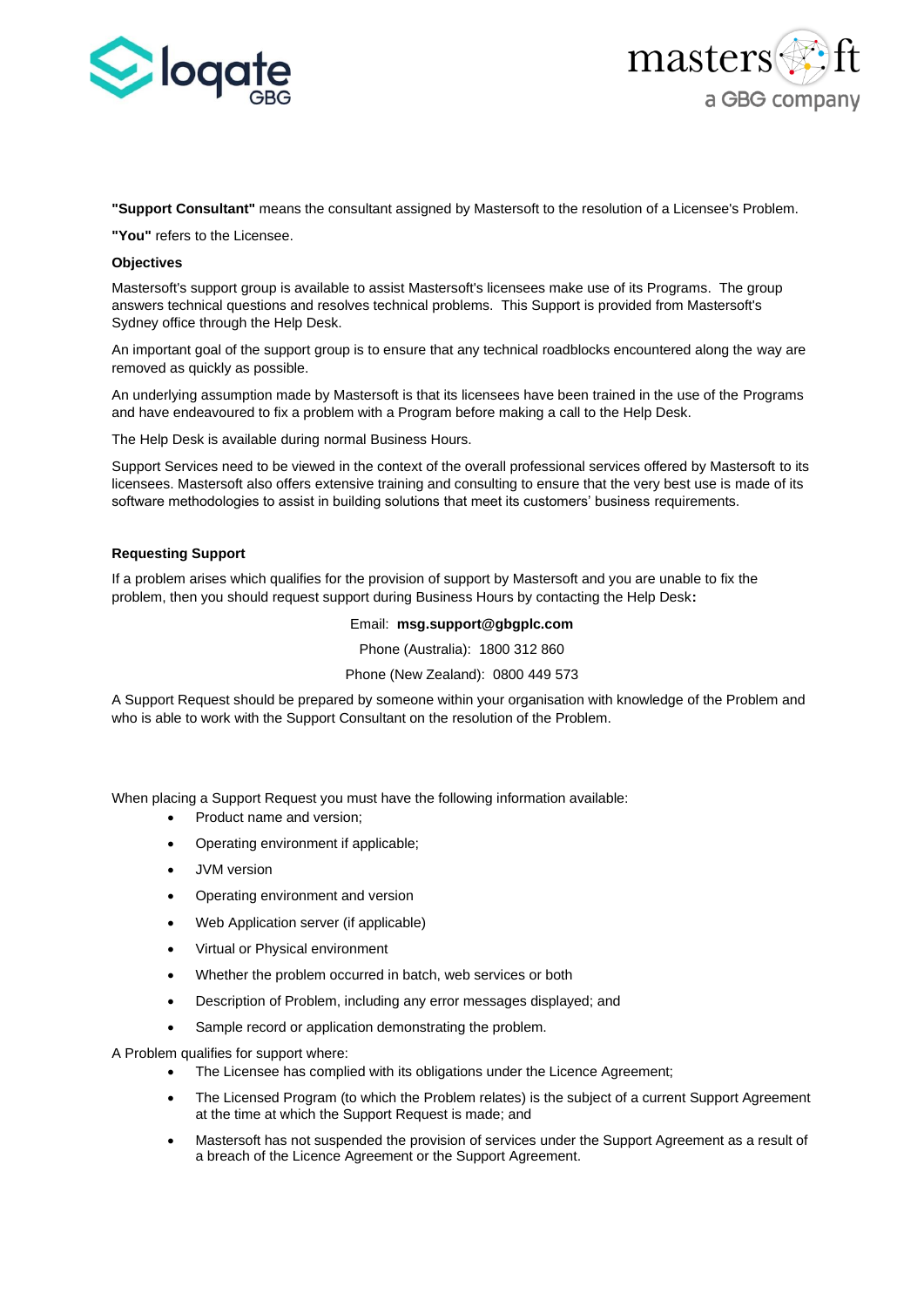**"Support Consultant"** means the consultant assigned by Mastersoft to the resolution of a Licensee's Problem.

**"You"** refers to the Licensee.

**Objectives**

Mastersoft's support group is available to assist Mastersoft's licensees make use of its Programs. The group answers technical questions and resolves technical problems. This Support is provided from Mastersoft's Sydney office through the Help Desk.

An important goal of the support group is to ensure that any technical roadblocks encountered along the way are removed as quickly as possible.

An underlying assumption made by Mastersoft is that its licensees have been trained in the use of the Programs and have endeavoured to fix a problem with a Program before making a call to the Help Desk.

The Help Desk is available during normal Business Hours.

Support Services need to be viewed in the context of the overall professional services offered by Mastersoft to its licensees. Mastersoft also offers extensive training and consulting to ensure that the very best use is made of its software methodologies to assist in building solutions that meet its customers' business requirements.

**Requesting Support**

If a problem arises which qualifies for the provision of support by Mastersoft and you are unable to fix the problem, then you should request support during Business Hours by contacting the Help Desk**:**

Email: **msg.support@gbgplc.com**

Phone (Australia): 1800 312 860

Phone (New Zealand): 0800 449 573

A Support Request should be prepared by someone within your organisation with knowledge of the Problem and who is able to work with the Support Consultant on the resolution of the Problem.

When placing a Support Request you must have the following information available:

- Product name and version;
- Operating environment if applicable;
- JVM version
- Operating environment and version
- Web Application server (if applicable)
- Virtual or Physical environment
- Whether the problem occurred in batch, web services or both
- Description of Problem, including any error messages displayed; and
- Sample record or application demonstrating the problem.

A Problem qualifies for support where:

- The Licensee has complied with its obligations under the Licence Agreement;
- The Licensed Program (to which the Problem relates) is the subject of a current Support Agreement at the time at which the Support Request is made; and
- Mastersoft has not suspended the provision of services under the Support Agreement as a result of a breach of the Licence Agreement or the Support Agreement.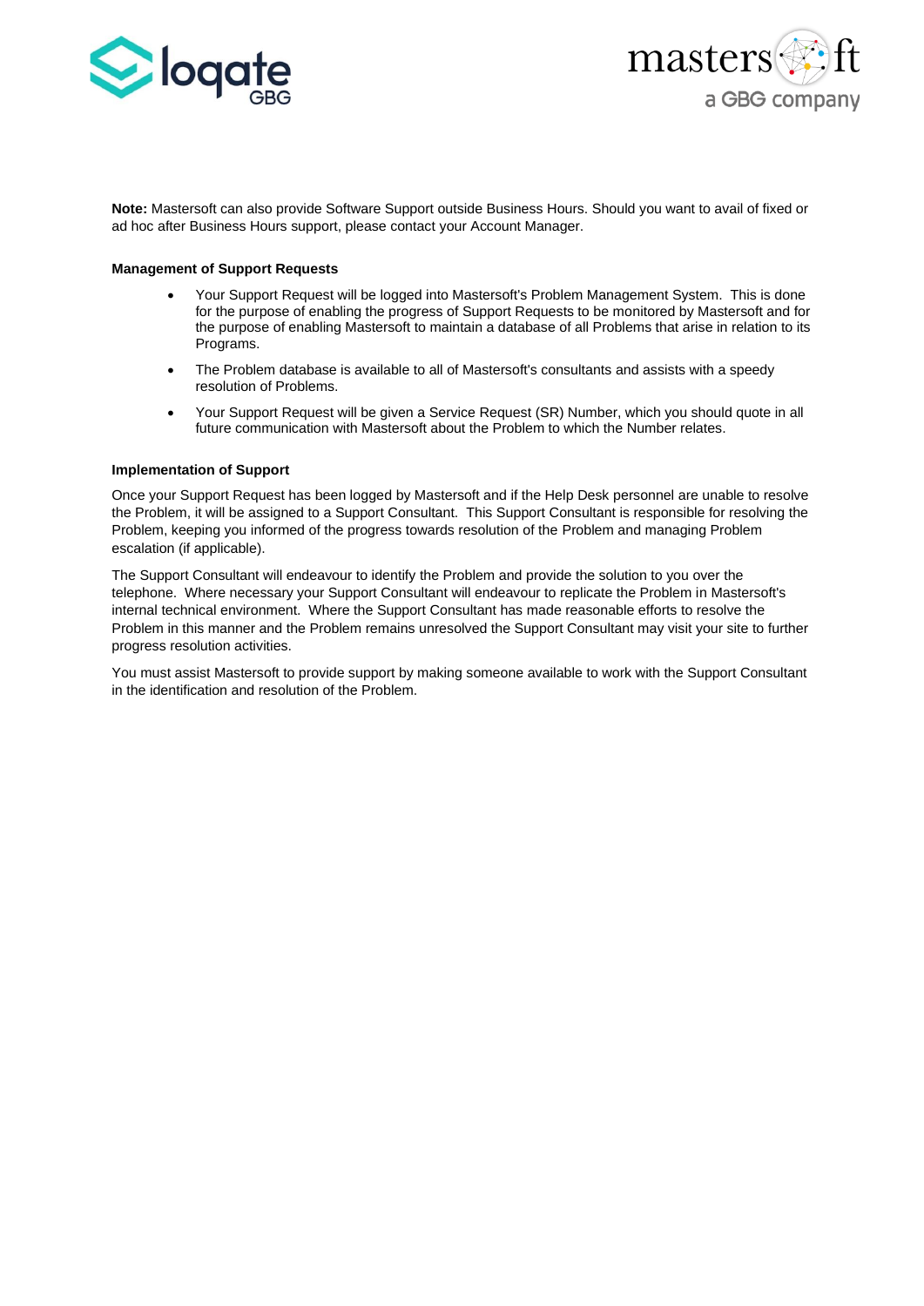**Note:** Mastersoft can also provide Software Support outside Business Hours. Should you want to avail of fixed or ad hoc after Business Hours support, please contact your Account Manager.

**Management of Support Requests**

- Your Support Request will be logged into Mastersoft's Problem Management System. This is done for the purpose of enabling the progress of Support Requests to be monitored by Mastersoft and for the purpose of enabling Mastersoft to maintain a database of all Problems that arise in relation to its Programs.
- The Problem database is available to all of Mastersoft's consultants and assists with a speedy resolution of Problems.
- Your Support Request will be given a Service Request (SR) Number, which you should quote in all future communication with Mastersoft about the Problem to which the Number relates.

**Implementation of Support**

Once your Support Request has been logged by Mastersoft and if the Help Desk personnel are unable to resolve the Problem, it will be assigned to a Support Consultant. This Support Consultant is responsible for resolving the Problem, keeping you informed of the progress towards resolution of the Problem and managing Problem escalation (if applicable).

The Support Consultant will endeavour to identify the Problem and provide the solution to you over the telephone. Where necessary your Support Consultant will endeavour to replicate the Problem in Mastersoft's internal technical environment. Where the Support Consultant has made reasonable efforts to resolve the Problem in this manner and the Problem remains unresolved the Support Consultant may visit your site to further progress resolution activities.

You must assist Mastersoft to provide support by making someone available to work with the Support Consultant in the identification and resolution of the Problem.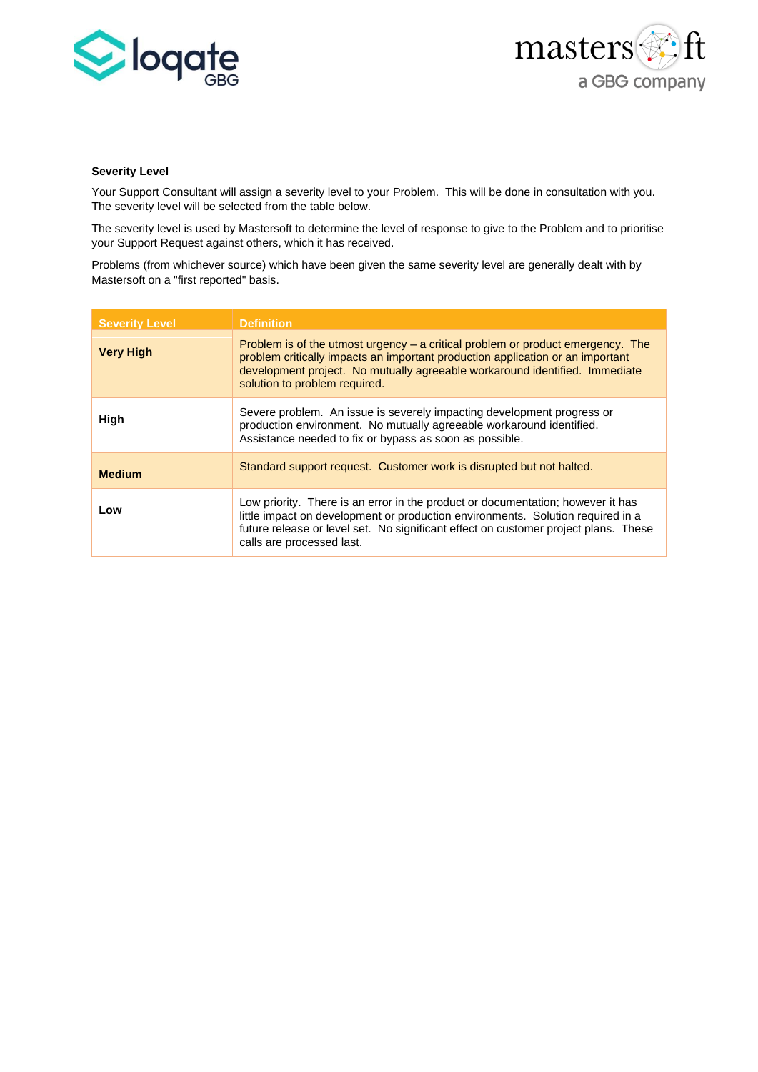**Severity Level**

Your Support Consultant will assign a severity level to your Problem. This will be done in consultation with you. The severity level will be selected from the table below.

The severity level is used by Mastersoft to determine the level of response to give to the Problem and to prioritise your Support Request against others, which it has received.

Problems (from whichever source) which have been given the same severity level are generally dealt with by Mastersoft on a "first reported" basis.

| Severity Level | Definition |
|---|---|
| **Very High** | Problem is of the utmost urgency – a critical problem or product emergency. The problem critically impacts an important production application or an important development project. No mutually agreeable workaround identified. Immediate solution to problem required. |
| **High** | Severe problem. An issue is severely impacting development progress or production environment. No mutually agreeable workaround identified. Assistance needed to fix or bypass as soon as possible. |
| **Medium** | Standard support request. Customer work is disrupted but not halted. |
| **Low** | Low priority. There is an error in the product or documentation; however it has little impact on development or production environments. Solution required in a future release or level set. No significant effect on customer project plans. These calls are processed last. |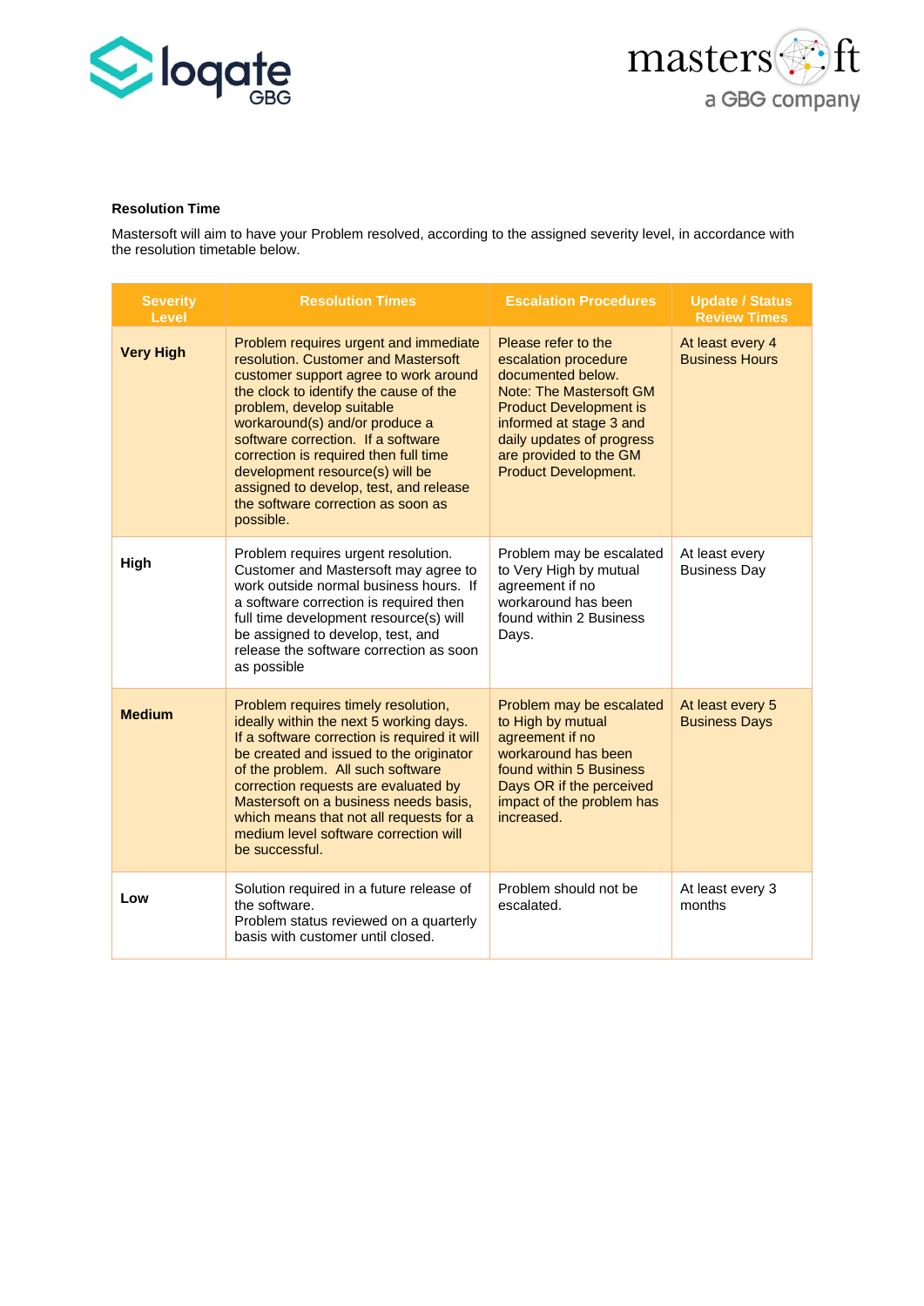**Resolution Time**

Mastersoft will aim to have your Problem resolved, according to the assigned severity level, in accordance with the resolution timetable below.

| Severity Level | Resolution Times | Escalation Procedures | Update / Status Review Times |
|---|---|---|---|
| **Very High** | Problem requires urgent and immediate resolution. Customer and Mastersoft customer support agree to work around the clock to identify the cause of the problem, develop suitable workaround(s) and/or produce a software correction. If a software correction is required then full time development resource(s) will be assigned to develop, test, and release the software correction as soon as possible. | Please refer to the escalation procedure documented below. Note: The Mastersoft GM Product Development is informed at stage 3 and daily updates of progress are provided to the GM Product Development. | At least every 4 Business Hours |
| **High** | Problem requires urgent resolution. Customer and Mastersoft may agree to work outside normal business hours. If a software correction is required then full time development resource(s) will be assigned to develop, test, and release the software correction as soon as possible | Problem may be escalated to Very High by mutual agreement if no workaround has been found within 2 Business Days. | At least every Business Day |
| **Medium** | Problem requires timely resolution, ideally within the next 5 working days. If a software correction is required it will be created and issued to the originator of the problem. All such software correction requests are evaluated by Mastersoft on a business needs basis, which means that not all requests for a medium level software correction will be successful. | Problem may be escalated to High by mutual agreement if no workaround has been found within 5 Business Days OR if the perceived impact of the problem has increased. | At least every 5 Business Days |
| **Low** | Solution required in a future release of the software.<br>Problem status reviewed on a quarterly basis with customer until closed. | Problem should not be escalated. | At least every 3 months |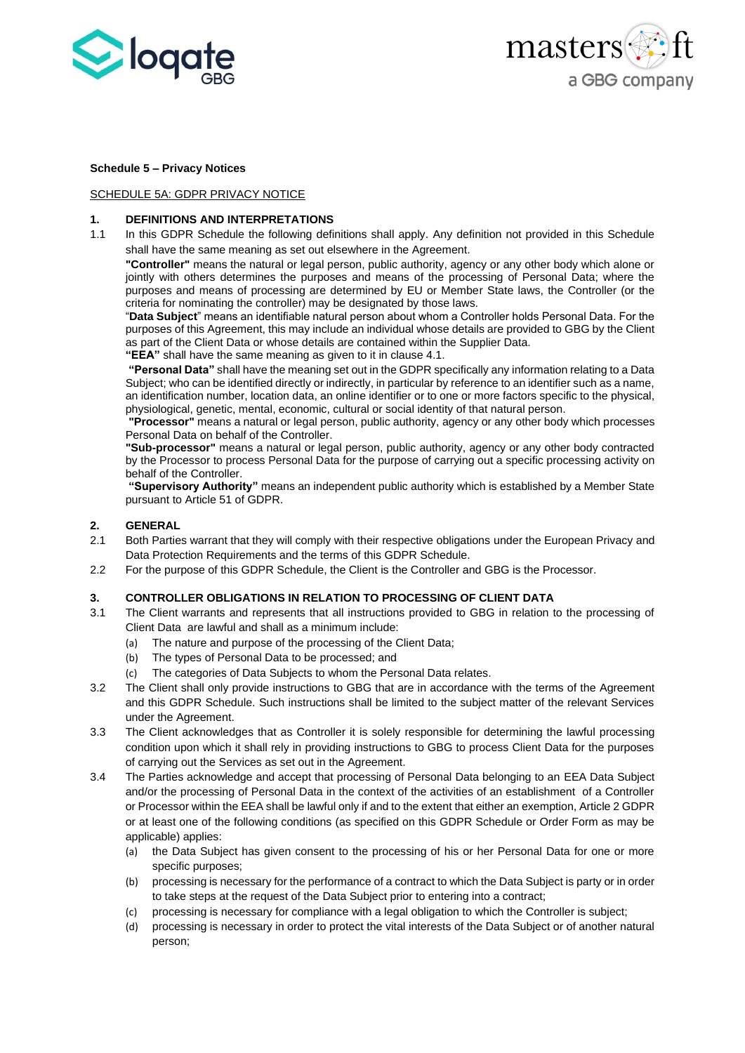**Schedule 5 – Privacy Notices**

SCHEDULE 5A: GDPR PRIVACY NOTICE

**1. DEFINITIONS AND INTERPRETATIONS**

1.1 In this GDPR Schedule the following definitions shall apply. Any definition not provided in this Schedule shall have the same meaning as set out elsewhere in the Agreement.

**"Controller"** means the natural or legal person, public authority, agency or any other body which alone or jointly with others determines the purposes and means of processing of Personal Data; where the purposes and means of processing are determined by EU or Member State laws, the Controller (or the criteria for nominating the controller) may be designated by those laws.

"**Data Subject**" means an identifiable natural person about whom a Controller holds Personal Data. For the purposes of this Agreement, this may include an individual whose details are provided to GBG by the Client as part of the Client Data or whose details are contained within the Supplier Data.

**"EEA"** shall have the same meaning as given to it in clause 4.1.

**"Personal Data"** shall have the meaning set out in the GDPR specifically any information relating to a Data Subject; who can be identified directly or indirectly, in particular by reference to an identifier such as a name, an identification number, location data, an online identifier or to one or more factors specific to the physical, physiological, genetic, mental, economic, cultural or social identity of that natural person.

**"Processor"** means a natural or legal person, public authority, agency or any other body which processes Personal Data on behalf of the Controller.

**"Sub-processor"** means a natural or legal person, public authority, agency or any other body contracted by the Processor to process Personal Data for the purpose of carrying out a specific processing activity on behalf of the Controller.

**"Supervisory Authority"** means an independent public authority which is established by a Member State pursuant to Article 51 of GDPR.

**2. GENERAL**

2.1 Both Parties warrant that they will comply with their respective obligations under the European Privacy and Data Protection Requirements and the terms of this GDPR Schedule.

2.2 For the purpose of this GDPR Schedule, the Client is the Controller and GBG is the Processor.

**3. CONTROLLER OBLIGATIONS IN RELATION TO PROCESSING OF CLIENT DATA**

3.1 The Client warrants and represents that all instructions provided to GBG in relation to the processing of Client Data are lawful and shall as a minimum include:

(a) The nature and purpose of the processing of the Client Data;

(b) The types of Personal Data to be processed; and

(c) The categories of Data Subjects to whom the Personal Data relates.

3.2 The Client shall only provide instructions to GBG that are in accordance with the terms of the Agreement and this GDPR Schedule. Such instructions shall be limited to the subject matter of the relevant Services under the Agreement.

3.3 The Client acknowledges that as Controller it is solely responsible for determining the lawful processing condition upon which it shall rely in providing instructions to GBG to process Client Data for the purposes of carrying out the Services as set out in the Agreement.

3.4 The Parties acknowledge and accept that processing of Personal Data belonging to an EEA Data Subject and/or the processing of Personal Data in the context of the activities of an establishment of a Controller or Processor within the EEA shall be lawful only if and to the extent that either an exemption, Article 2 GDPR or at least one of the following conditions (as specified on this GDPR Schedule or Order Form as may be applicable) applies:

(a) the Data Subject has given consent to the processing of his or her Personal Data for one or more specific purposes;

(b) processing is necessary for the performance of a contract to which the Data Subject is party or in order to take steps at the request of the Data Subject prior to entering into a contract;

(c) processing is necessary for compliance with a legal obligation to which the Controller is subject;

(d) processing is necessary in order to protect the vital interests of the Data Subject or of another natural person;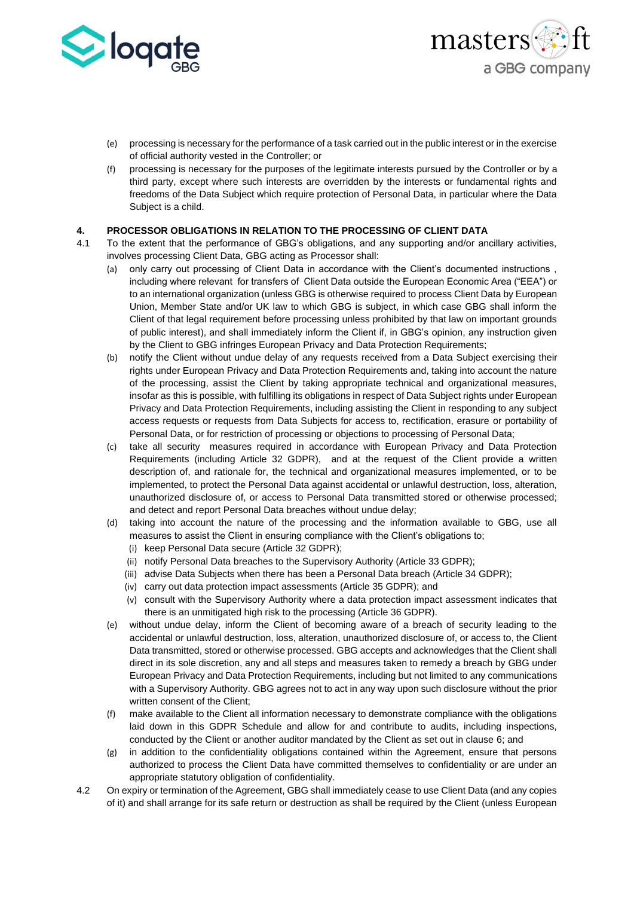(e) processing is necessary for the performance of a task carried out in the public interest or in the exercise of official authority vested in the Controller; or

(f) processing is necessary for the purposes of the legitimate interests pursued by the Controller or by a third party, except where such interests are overridden by the interests or fundamental rights and freedoms of the Data Subject which require protection of Personal Data, in particular where the Data Subject is a child.

**4. PROCESSOR OBLIGATIONS IN RELATION TO THE PROCESSING OF CLIENT DATA**

4.1 To the extent that the performance of GBG's obligations, and any supporting and/or ancillary activities, involves processing Client Data, GBG acting as Processor shall:

(a) only carry out processing of Client Data in accordance with the Client's documented instructions , including where relevant for transfers of Client Data outside the European Economic Area ("EEA") or to an international organization (unless GBG is otherwise required to process Client Data by European Union, Member State and/or UK law to which GBG is subject, in which case GBG shall inform the Client of that legal requirement before processing unless prohibited by that law on important grounds of public interest), and shall immediately inform the Client if, in GBG's opinion, any instruction given by the Client to GBG infringes European Privacy and Data Protection Requirements;

(b) notify the Client without undue delay of any requests received from a Data Subject exercising their rights under European Privacy and Data Protection Requirements and, taking into account the nature of the processing, assist the Client by taking appropriate technical and organizational measures, insofar as this is possible, with fulfilling its obligations in respect of Data Subject rights under European Privacy and Data Protection Requirements, including assisting the Client in responding to any subject access requests or requests from Data Subjects for access to, rectification, erasure or portability of Personal Data, or for restriction of processing or objections to processing of Personal Data;

(c) take all security measures required in accordance with European Privacy and Data Protection Requirements (including Article 32 GDPR), and at the request of the Client provide a written description of, and rationale for, the technical and organizational measures implemented, or to be implemented, to protect the Personal Data against accidental or unlawful destruction, loss, alteration, unauthorized disclosure of, or access to Personal Data transmitted stored or otherwise processed; and detect and report Personal Data breaches without undue delay;

(d) taking into account the nature of the processing and the information available to GBG, use all measures to assist the Client in ensuring compliance with the Client's obligations to;

   (i) keep Personal Data secure (Article 32 GDPR);

   (ii) notify Personal Data breaches to the Supervisory Authority (Article 33 GDPR);

   (iii) advise Data Subjects when there has been a Personal Data breach (Article 34 GDPR);

   (iv) carry out data protection impact assessments (Article 35 GDPR); and

   (v) consult with the Supervisory Authority where a data protection impact assessment indicates that there is an unmitigated high risk to the processing (Article 36 GDPR).

(e) without undue delay, inform the Client of becoming aware of a breach of security leading to the accidental or unlawful destruction, loss, alteration, unauthorized disclosure of, or access to, the Client Data transmitted, stored or otherwise processed. GBG accepts and acknowledges that the Client shall direct in its sole discretion, any and all steps and measures taken to remedy a breach by GBG under European Privacy and Data Protection Requirements, including but not limited to any communications with a Supervisory Authority. GBG agrees not to act in any way upon such disclosure without the prior written consent of the Client;

(f) make available to the Client all information necessary to demonstrate compliance with the obligations laid down in this GDPR Schedule and allow for and contribute to audits, including inspections, conducted by the Client or another auditor mandated by the Client as set out in clause 6; and

(g) in addition to the confidentiality obligations contained within the Agreement, ensure that persons authorized to process the Client Data have committed themselves to confidentiality or are under an appropriate statutory obligation of confidentiality.

4.2 On expiry or termination of the Agreement, GBG shall immediately cease to use Client Data (and any copies of it) and shall arrange for its safe return or destruction as shall be required by the Client (unless European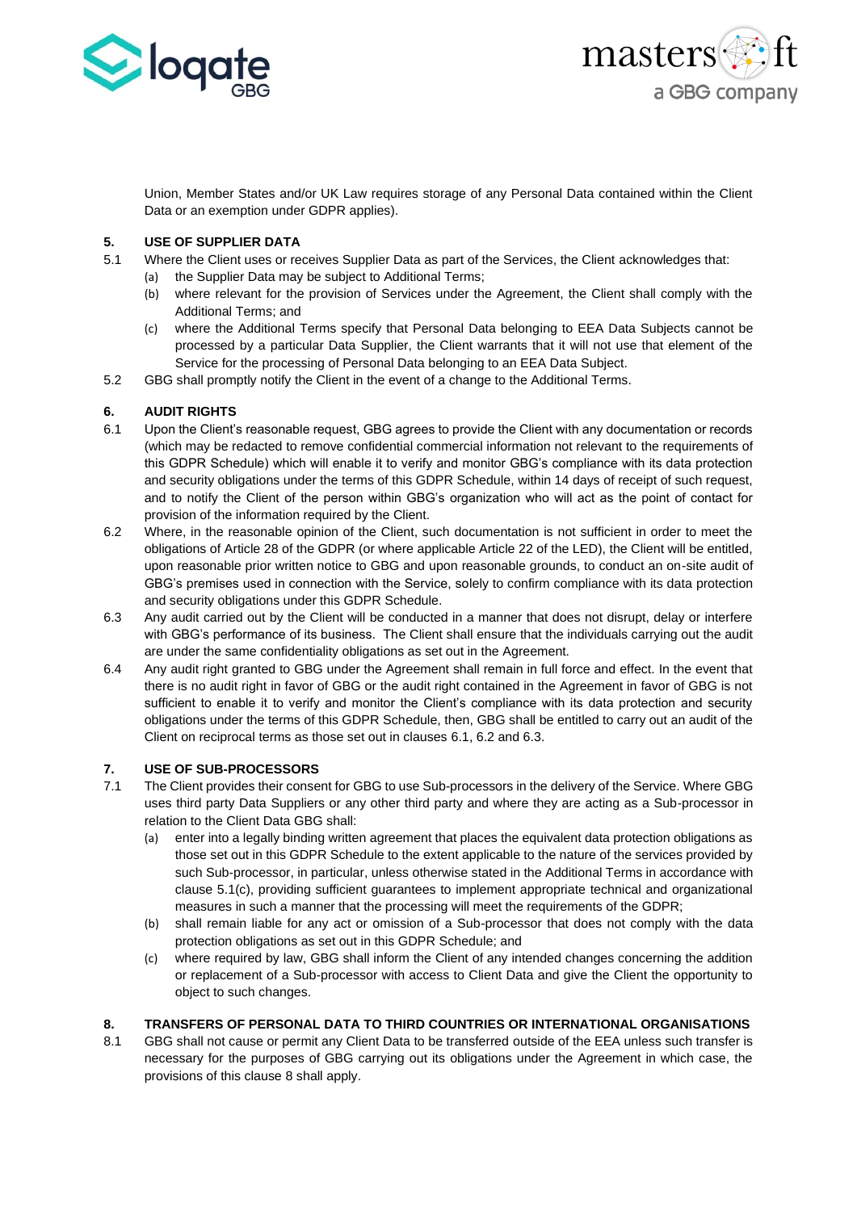Union, Member States and/or UK Law requires storage of any Personal Data contained within the Client Data or an exemption under GDPR applies).

## 5. USE OF SUPPLIER DATA

5.1 Where the Client uses or receives Supplier Data as part of the Services, the Client acknowledges that:

- (a) the Supplier Data may be subject to Additional Terms;
- (b) where relevant for the provision of Services under the Agreement, the Client shall comply with the Additional Terms; and
- (c) where the Additional Terms specify that Personal Data belonging to EEA Data Subjects cannot be processed by a particular Data Supplier, the Client warrants that it will not use that element of the Service for the processing of Personal Data belonging to an EEA Data Subject.

5.2 GBG shall promptly notify the Client in the event of a change to the Additional Terms.

## 6. AUDIT RIGHTS

6.1 Upon the Client's reasonable request, GBG agrees to provide the Client with any documentation or records (which may be redacted to remove confidential commercial information not relevant to the requirements of this GDPR Schedule) which will enable it to verify and monitor GBG's compliance with its data protection and security obligations under the terms of this GDPR Schedule, within 14 days of receipt of such request, and to notify the Client of the person within GBG's organization who will act as the point of contact for provision of the information required by the Client.

6.2 Where, in the reasonable opinion of the Client, such documentation is not sufficient in order to meet the obligations of Article 28 of the GDPR (or where applicable Article 22 of the LED), the Client will be entitled, upon reasonable prior written notice to GBG and upon reasonable grounds, to conduct an on-site audit of GBG's premises used in connection with the Service, solely to confirm compliance with its data protection and security obligations under this GDPR Schedule.

6.3 Any audit carried out by the Client will be conducted in a manner that does not disrupt, delay or interfere with GBG's performance of its business. The Client shall ensure that the individuals carrying out the audit are under the same confidentiality obligations as set out in the Agreement.

6.4 Any audit right granted to GBG under the Agreement shall remain in full force and effect. In the event that there is no audit right in favor of GBG or the audit right contained in the Agreement in favor of GBG is not sufficient to enable it to verify and monitor the Client's compliance with its data protection and security obligations under the terms of this GDPR Schedule, then, GBG shall be entitled to carry out an audit of the Client on reciprocal terms as those set out in clauses 6.1, 6.2 and 6.3.

## 7. USE OF SUB-PROCESSORS

7.1 The Client provides their consent for GBG to use Sub-processors in the delivery of the Service. Where GBG uses third party Data Suppliers or any other third party and where they are acting as a Sub-processor in relation to the Client Data GBG shall:

- (a) enter into a legally binding written agreement that places the equivalent data protection obligations as those set out in this GDPR Schedule to the extent applicable to the nature of the services provided by such Sub-processor, in particular, unless otherwise stated in the Additional Terms in accordance with clause 5.1(c), providing sufficient guarantees to implement appropriate technical and organizational measures in such a manner that the processing will meet the requirements of the GDPR;
- (b) shall remain liable for any act or omission of a Sub-processor that does not comply with the data protection obligations as set out in this GDPR Schedule; and
- (c) where required by law, GBG shall inform the Client of any intended changes concerning the addition or replacement of a Sub-processor with access to Client Data and give the Client the opportunity to object to such changes.

## 8. TRANSFERS OF PERSONAL DATA TO THIRD COUNTRIES OR INTERNATIONAL ORGANISATIONS

8.1 GBG shall not cause or permit any Client Data to be transferred outside of the EEA unless such transfer is necessary for the purposes of GBG carrying out its obligations under the Agreement in which case, the provisions of this clause 8 shall apply.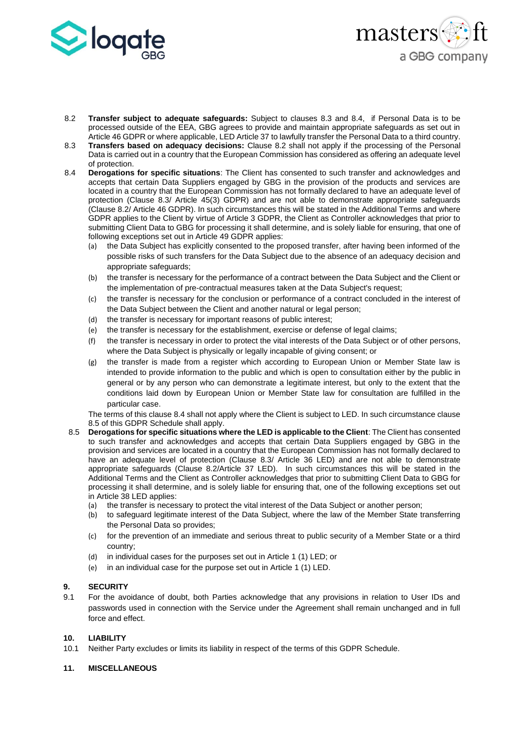8.2 **Transfer subject to adequate safeguards:** Subject to clauses 8.3 and 8.4, if Personal Data is to be processed outside of the EEA, GBG agrees to provide and maintain appropriate safeguards as set out in Article 46 GDPR or where applicable, LED Article 37 to lawfully transfer the Personal Data to a third country.

8.3 **Transfers based on adequacy decisions:** Clause 8.2 shall not apply if the processing of the Personal Data is carried out in a country that the European Commission has considered as offering an adequate level of protection.

8.4 **Derogations for specific situations**: The Client has consented to such transfer and acknowledges and accepts that certain Data Suppliers engaged by GBG in the provision of the products and services are located in a country that the European Commission has not formally declared to have an adequate level of protection (Clause 8.3/ Article 45(3) GDPR) and are not able to demonstrate appropriate safeguards (Clause 8.2/ Article 46 GDPR). In such circumstances this will be stated in the Additional Terms and where GDPR applies to the Client by virtue of Article 3 GDPR, the Client as Controller acknowledges that prior to submitting Client Data to GBG for processing it shall determine, and is solely liable for ensuring, that one of following exceptions set out in Article 49 GDPR applies:

(a) the Data Subject has explicitly consented to the proposed transfer, after having been informed of the possible risks of such transfers for the Data Subject due to the absence of an adequacy decision and appropriate safeguards;

(b) the transfer is necessary for the performance of a contract between the Data Subject and the Client or the implementation of pre-contractual measures taken at the Data Subject's request;

(c) the transfer is necessary for the conclusion or performance of a contract concluded in the interest of the Data Subject between the Client and another natural or legal person;

(d) the transfer is necessary for important reasons of public interest;

(e) the transfer is necessary for the establishment, exercise or defense of legal claims;

(f) the transfer is necessary in order to protect the vital interests of the Data Subject or of other persons, where the Data Subject is physically or legally incapable of giving consent; or

(g) the transfer is made from a register which according to European Union or Member State law is intended to provide information to the public and which is open to consultation either by the public in general or by any person who can demonstrate a legitimate interest, but only to the extent that the conditions laid down by European Union or Member State law for consultation are fulfilled in the particular case.

The terms of this clause 8.4 shall not apply where the Client is subject to LED. In such circumstance clause 8.5 of this GDPR Schedule shall apply.

8.5 **Derogations for specific situations where the LED is applicable to the Client**: The Client has consented to such transfer and acknowledges and accepts that certain Data Suppliers engaged by GBG in the provision and services are located in a country that the European Commission has not formally declared to have an adequate level of protection (Clause 8.3/ Article 36 LED) and are not able to demonstrate appropriate safeguards (Clause 8.2/Article 37 LED). In such circumstances this will be stated in the Additional Terms and the Client as Controller acknowledges that prior to submitting Client Data to GBG for processing it shall determine, and is solely liable for ensuring that, one of the following exceptions set out in Article 38 LED applies:

(a) the transfer is necessary to protect the vital interest of the Data Subject or another person;

(b) to safeguard legitimate interest of the Data Subject, where the law of the Member State transferring the Personal Data so provides;

(c) for the prevention of an immediate and serious threat to public security of a Member State or a third country;

(d) in individual cases for the purposes set out in Article 1 (1) LED; or

(e) in an individual case for the purpose set out in Article 1 (1) LED.

## 9. SECURITY

9.1 For the avoidance of doubt, both Parties acknowledge that any provisions in relation to User IDs and passwords used in connection with the Service under the Agreement shall remain unchanged and in full force and effect.

## 10. LIABILITY

10.1 Neither Party excludes or limits its liability in respect of the terms of this GDPR Schedule.

## 11. MISCELLANEOUS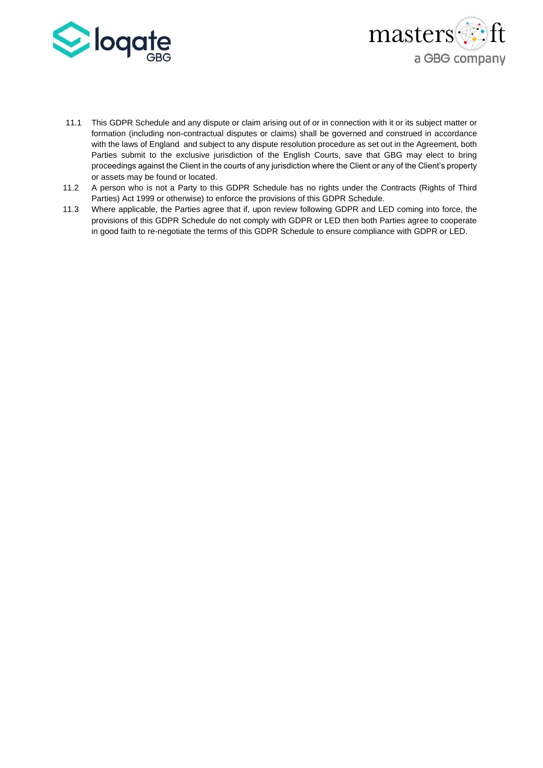11.1 This GDPR Schedule and any dispute or claim arising out of or in connection with it or its subject matter or formation (including non-contractual disputes or claims) shall be governed and construed in accordance with the laws of England and subject to any dispute resolution procedure as set out in the Agreement, both Parties submit to the exclusive jurisdiction of the English Courts, save that GBG may elect to bring proceedings against the Client in the courts of any jurisdiction where the Client or any of the Client's property or assets may be found or located.

11.2 A person who is not a Party to this GDPR Schedule has no rights under the Contracts (Rights of Third Parties) Act 1999 or otherwise) to enforce the provisions of this GDPR Schedule.

11.3 Where applicable, the Parties agree that if, upon review following GDPR and LED coming into force, the provisions of this GDPR Schedule do not comply with GDPR or LED then both Parties agree to cooperate in good faith to re-negotiate the terms of this GDPR Schedule to ensure compliance with GDPR or LED.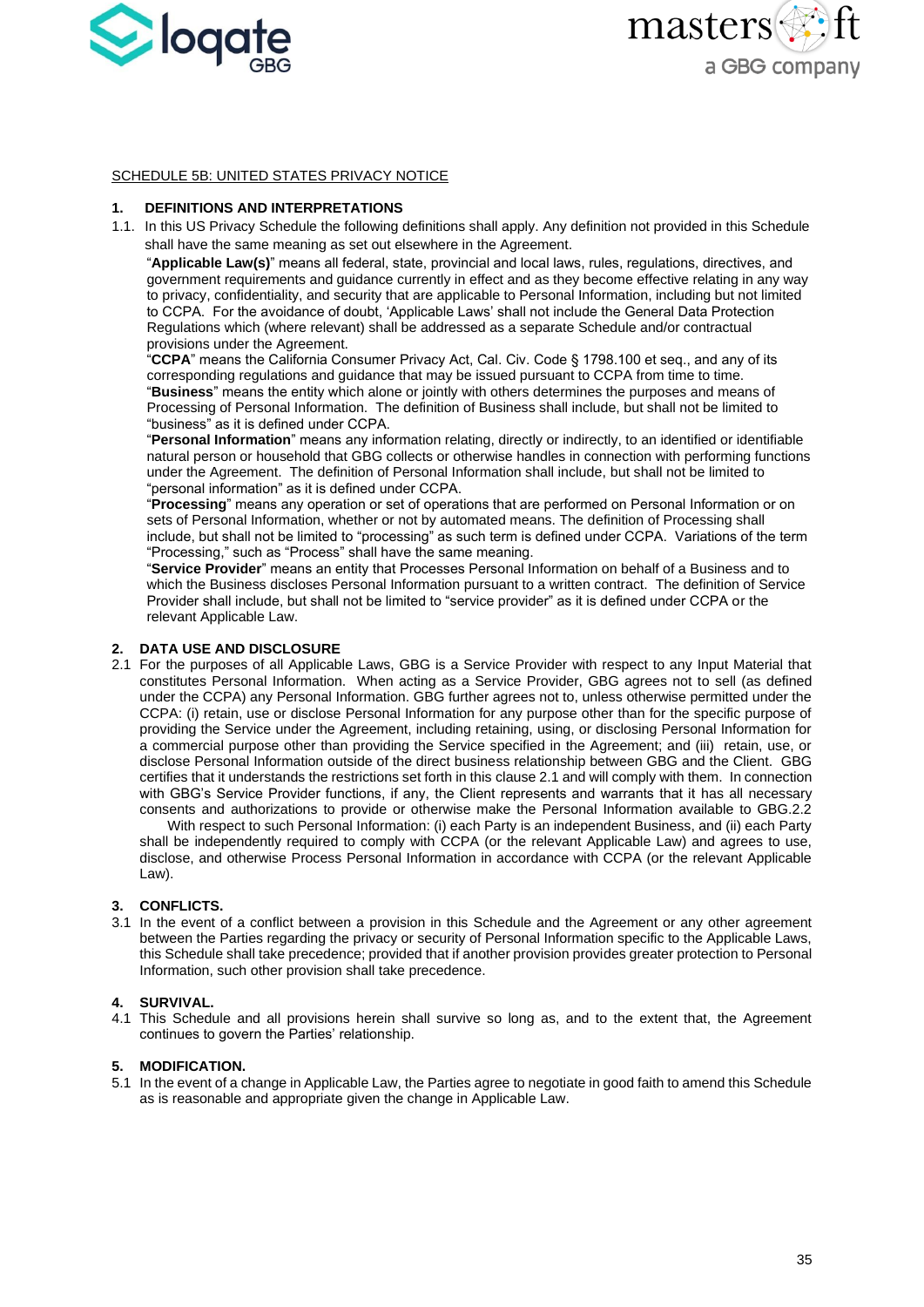SCHEDULE 5B: UNITED STATES PRIVACY NOTICE

## 1. DEFINITIONS AND INTERPRETATIONS

1.1. In this US Privacy Schedule the following definitions shall apply. Any definition not provided in this Schedule shall have the same meaning as set out elsewhere in the Agreement.

"**Applicable Law(s)**" means all federal, state, provincial and local laws, rules, regulations, directives, and government requirements and guidance currently in effect and as they become effective relating in any way to privacy, confidentiality, and security that are applicable to Personal Information, including but not limited to CCPA. For the avoidance of doubt, 'Applicable Laws' shall not include the General Data Protection Regulations which (where relevant) shall be addressed as a separate Schedule and/or contractual provisions under the Agreement.

"**CCPA**" means the California Consumer Privacy Act, Cal. Civ. Code § 1798.100 et seq., and any of its corresponding regulations and guidance that may be issued pursuant to CCPA from time to time.

"**Business**" means the entity which alone or jointly with others determines the purposes and means of Processing of Personal Information. The definition of Business shall include, but shall not be limited to "business" as it is defined under CCPA.

"**Personal Information**" means any information relating, directly or indirectly, to an identified or identifiable natural person or household that GBG collects or otherwise handles in connection with performing functions under the Agreement. The definition of Personal Information shall include, but shall not be limited to "personal information" as it is defined under CCPA.

"**Processing**" means any operation or set of operations that are performed on Personal Information or on sets of Personal Information, whether or not by automated means. The definition of Processing shall include, but shall not be limited to "processing" as such term is defined under CCPA. Variations of the term "Processing," such as "Process" shall have the same meaning.

"**Service Provider**" means an entity that Processes Personal Information on behalf of a Business and to which the Business discloses Personal Information pursuant to a written contract. The definition of Service Provider shall include, but shall not be limited to "service provider" as it is defined under CCPA or the relevant Applicable Law.

## 2. DATA USE AND DISCLOSURE

2.1 For the purposes of all Applicable Laws, GBG is a Service Provider with respect to any Input Material that constitutes Personal Information. When acting as a Service Provider, GBG agrees not to sell (as defined under the CCPA) any Personal Information. GBG further agrees not to, unless otherwise permitted under the CCPA: (i) retain, use or disclose Personal Information for any purpose other than for the specific purpose of providing the Service under the Agreement, including retaining, using, or disclosing Personal Information for a commercial purpose other than providing the Service specified in the Agreement; and (iii) retain, use, or disclose Personal Information outside of the direct business relationship between GBG and the Client. GBG certifies that it understands the restrictions set forth in this clause 2.1 and will comply with them. In connection with GBG's Service Provider functions, if any, the Client represents and warrants that it has all necessary consents and authorizations to provide or otherwise make the Personal Information available to GBG.2.2 With respect to such Personal Information: (i) each Party is an independent Business, and (ii) each Party shall be independently required to comply with CCPA (or the relevant Applicable Law) and agrees to use, disclose, and otherwise Process Personal Information in accordance with CCPA (or the relevant Applicable Law).

## 3. CONFLICTS.

3.1 In the event of a conflict between a provision in this Schedule and the Agreement or any other agreement between the Parties regarding the privacy or security of Personal Information specific to the Applicable Laws, this Schedule shall take precedence; provided that if another provision provides greater protection to Personal Information, such other provision shall take precedence.

## 4. SURVIVAL.

4.1 This Schedule and all provisions herein shall survive so long as, and to the extent that, the Agreement continues to govern the Parties' relationship.

## 5. MODIFICATION.

5.1 In the event of a change in Applicable Law, the Parties agree to negotiate in good faith to amend this Schedule as is reasonable and appropriate given the change in Applicable Law.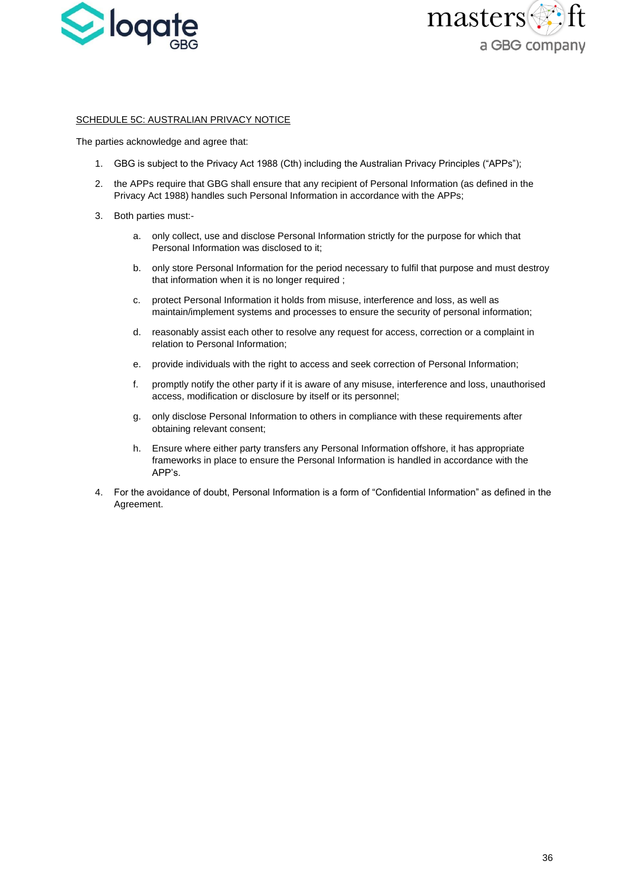## SCHEDULE 5C: AUSTRALIAN PRIVACY NOTICE

The parties acknowledge and agree that:

1. GBG is subject to the Privacy Act 1988 (Cth) including the Australian Privacy Principles ("APPs");
2. the APPs require that GBG shall ensure that any recipient of Personal Information (as defined in the Privacy Act 1988) handles such Personal Information in accordance with the APPs;
3. Both parties must:-
   a. only collect, use and disclose Personal Information strictly for the purpose for which that Personal Information was disclosed to it;
   b. only store Personal Information for the period necessary to fulfil that purpose and must destroy that information when it is no longer required ;
   c. protect Personal Information it holds from misuse, interference and loss, as well as maintain/implement systems and processes to ensure the security of personal information;
   d. reasonably assist each other to resolve any request for access, correction or a complaint in relation to Personal Information;
   e. provide individuals with the right to access and seek correction of Personal Information;
   f. promptly notify the other party if it is aware of any misuse, interference and loss, unauthorised access, modification or disclosure by itself or its personnel;
   g. only disclose Personal Information to others in compliance with these requirements after obtaining relevant consent;
   h. Ensure where either party transfers any Personal Information offshore, it has appropriate frameworks in place to ensure the Personal Information is handled in accordance with the APP's.
4. For the avoidance of doubt, Personal Information is a form of "Confidential Information" as defined in the Agreement.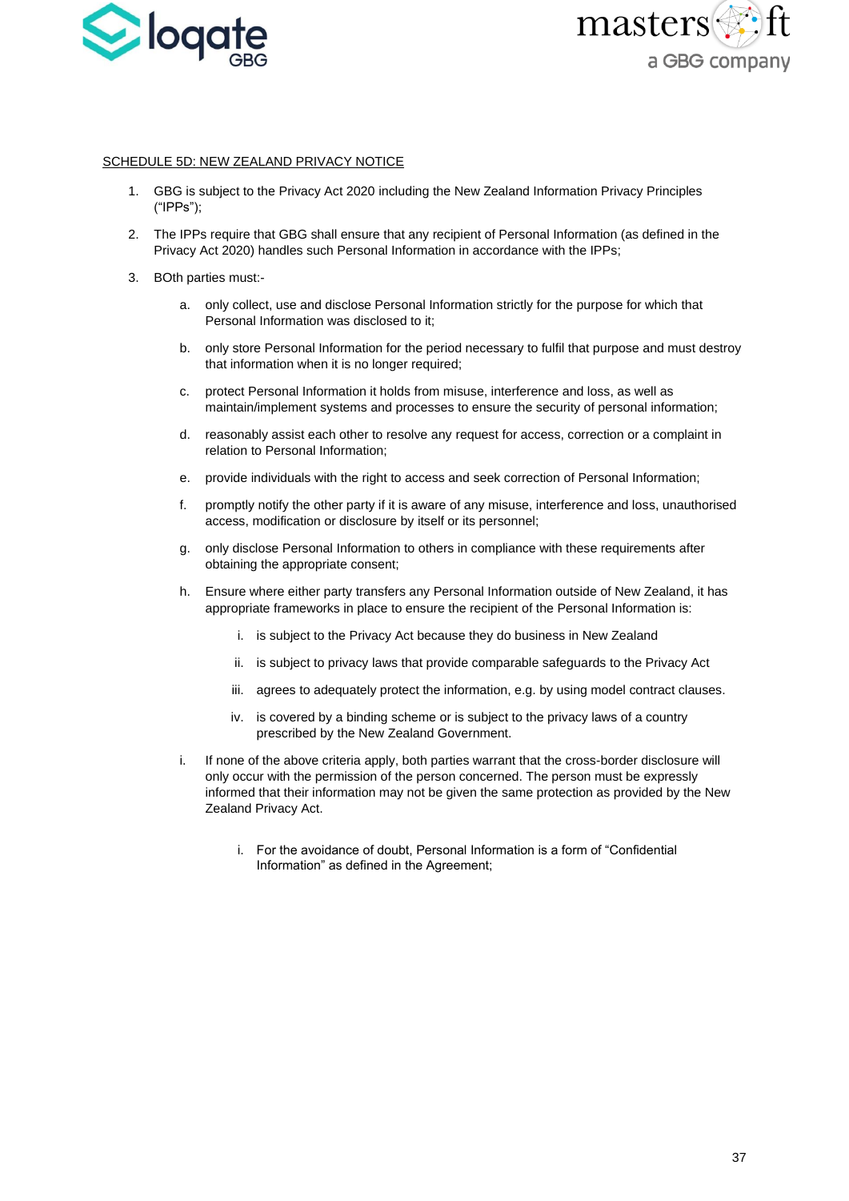SCHEDULE 5D: NEW ZEALAND PRIVACY NOTICE

1. GBG is subject to the Privacy Act 2020 including the New Zealand Information Privacy Principles ("IPPs");

2. The IPPs require that GBG shall ensure that any recipient of Personal Information (as defined in the Privacy Act 2020) handles such Personal Information in accordance with the IPPs;

3. BOth parties must:-

   a. only collect, use and disclose Personal Information strictly for the purpose for which that Personal Information was disclosed to it;

   b. only store Personal Information for the period necessary to fulfil that purpose and must destroy that information when it is no longer required;

   c. protect Personal Information it holds from misuse, interference and loss, as well as maintain/implement systems and processes to ensure the security of personal information;

   d. reasonably assist each other to resolve any request for access, correction or a complaint in relation to Personal Information;

   e. provide individuals with the right to access and seek correction of Personal Information;

   f. promptly notify the other party if it is aware of any misuse, interference and loss, unauthorised access, modification or disclosure by itself or its personnel;

   g. only disclose Personal Information to others in compliance with these requirements after obtaining the appropriate consent;

   h. Ensure where either party transfers any Personal Information outside of New Zealand, it has appropriate frameworks in place to ensure the recipient of the Personal Information is:

      i. is subject to the Privacy Act because they do business in New Zealand

      ii. is subject to privacy laws that provide comparable safeguards to the Privacy Act

      iii. agrees to adequately protect the information, e.g. by using model contract clauses.

      iv. is covered by a binding scheme or is subject to the privacy laws of a country prescribed by the New Zealand Government.

   i. If none of the above criteria apply, both parties warrant that the cross-border disclosure will only occur with the permission of the person concerned. The person must be expressly informed that their information may not be given the same protection as provided by the New Zealand Privacy Act.

      i. For the avoidance of doubt, Personal Information is a form of "Confidential Information" as defined in the Agreement;